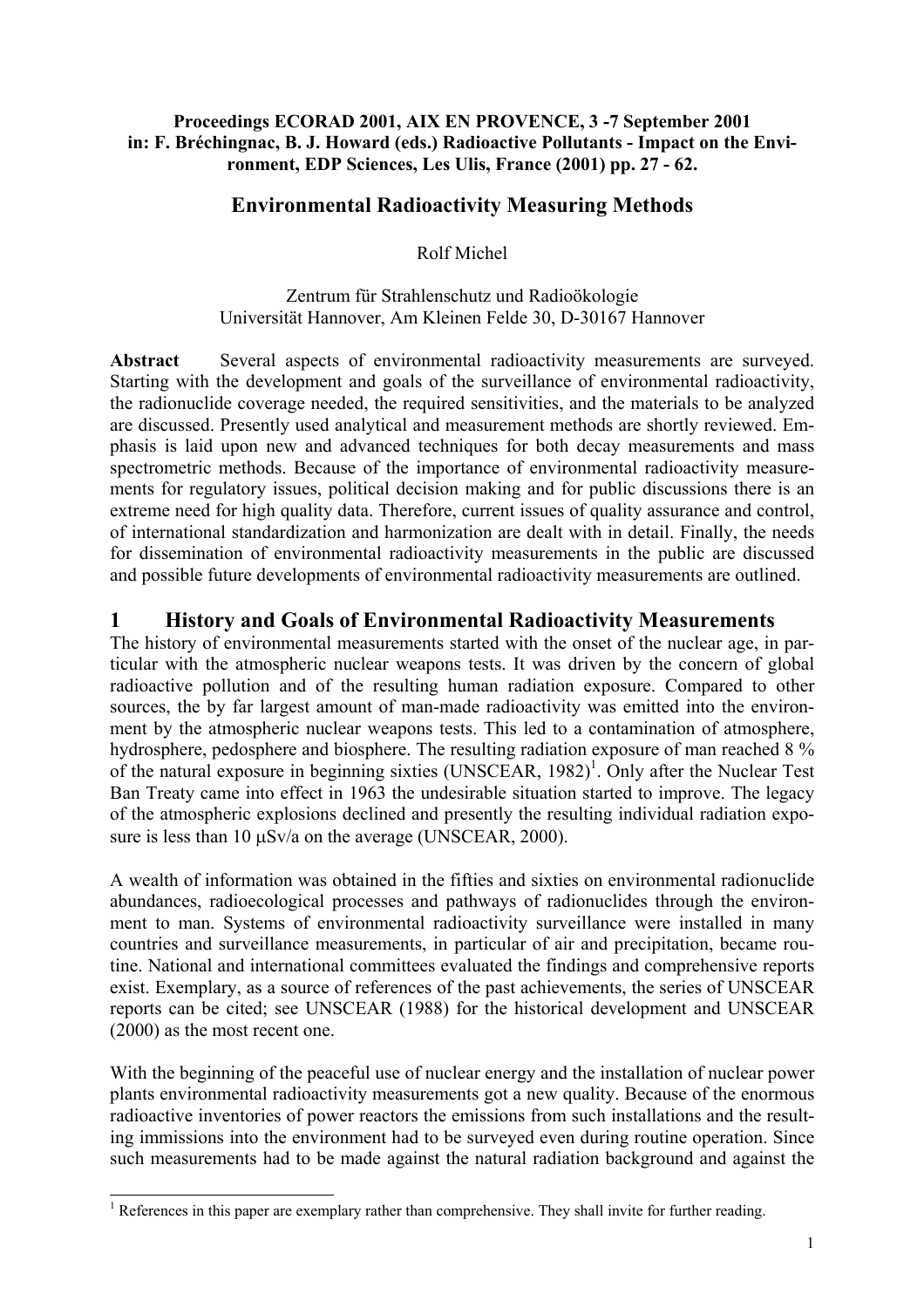**Proceedings ECORAD 2001, AIX EN PROVENCE, 3 -7 September 2001**
**in: F. Bréchignac, B. J. Howard (eds.) Radioactive Pollutants - Impact on the Environment, EDP Sciences, Les Ulis, France (2001) pp. 27 - 62.**

# Environmental Radioactivity Measuring Methods

Rolf Michel

Zentrum für Strahlenschutz und Radioökologie
Universität Hannover, Am Kleinen Felde 30, D-30167 Hannover

**Abstract** Several aspects of environmental radioactivity measurements are surveyed. Starting with the development and goals of the surveillance of environmental radioactivity, the radionuclide coverage needed, the required sensitivities, and the materials to be analyzed are discussed. Presently used analytical and measurement methods are shortly reviewed. Emphasis is laid upon new and advanced techniques for both decay measurements and mass spectrometric methods. Because of the importance of environmental radioactivity measurements for regulatory issues, political decision making and for public discussions there is an extreme need for high quality data. Therefore, current issues of quality assurance and control, of international standardization and harmonization are dealt with in detail. Finally, the needs for dissemination of environmental radioactivity measurements in the public are discussed and possible future developments of environmental radioactivity measurements are outlined.

## 1 History and Goals of Environmental Radioactivity Measurements

The history of environmental measurements started with the onset of the nuclear age, in particular with the atmospheric nuclear weapons tests. It was driven by the concern of global radioactive pollution and of the resulting human radiation exposure. Compared to other sources, the by far largest amount of man-made radioactivity was emitted into the environment by the atmospheric nuclear weapons tests. This led to a contamination of atmosphere, hydrosphere, pedosphere and biosphere. The resulting radiation exposure of man reached 8 % of the natural exposure in beginning sixties (UNSCEAR, 1982)[1]. Only after the Nuclear Test Ban Treaty came into effect in 1963 the undesirable situation started to improve. The legacy of the atmospheric explosions declined and presently the resulting individual radiation exposure is less than 10 μSv/a on the average (UNSCEAR, 2000).

A wealth of information was obtained in the fifties and sixties on environmental radionuclide abundances, radioecological processes and pathways of radionuclides through the environment to man. Systems of environmental radioactivity surveillance were installed in many countries and surveillance measurements, in particular of air and precipitation, became routine. National and international committees evaluated the findings and comprehensive reports exist. Exemplary, as a source of references of the past achievements, the series of UNSCEAR reports can be cited; see UNSCEAR (1988) for the historical development and UNSCEAR (2000) as the most recent one.

With the beginning of the peaceful use of nuclear energy and the installation of nuclear power plants environmental radioactivity measurements got a new quality. Because of the enormous radioactive inventories of power reactors the emissions from such installations and the resulting immissions into the environment had to be surveyed even during routine operation. Since such measurements had to be made against the natural radiation background and against the

[1] References in this paper are exemplary rather than comprehensive. They shall invite for further reading.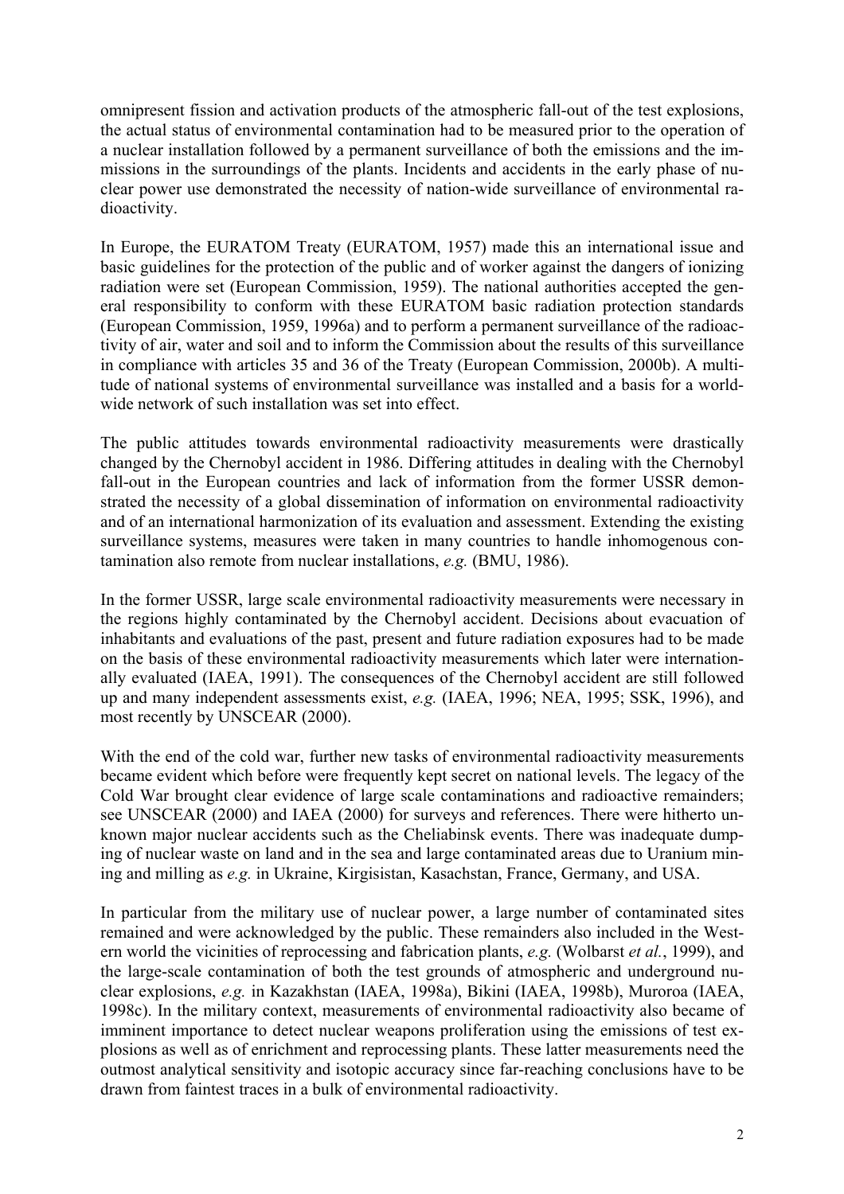omnipresent fission and activation products of the atmospheric fall-out of the test explosions, the actual status of environmental contamination had to be measured prior to the operation of a nuclear installation followed by a permanent surveillance of both the emissions and the immissions in the surroundings of the plants. Incidents and accidents in the early phase of nuclear power use demonstrated the necessity of nation-wide surveillance of environmental radioactivity.

In Europe, the EURATOM Treaty (EURATOM, 1957) made this an international issue and basic guidelines for the protection of the public and of worker against the dangers of ionizing radiation were set (European Commission, 1959). The national authorities accepted the general responsibility to conform with these EURATOM basic radiation protection standards (European Commission, 1959, 1996a) and to perform a permanent surveillance of the radioactivity of air, water and soil and to inform the Commission about the results of this surveillance in compliance with articles 35 and 36 of the Treaty (European Commission, 2000b). A multitude of national systems of environmental surveillance was installed and a basis for a worldwide network of such installation was set into effect.

The public attitudes towards environmental radioactivity measurements were drastically changed by the Chernobyl accident in 1986. Differing attitudes in dealing with the Chernobyl fall-out in the European countries and lack of information from the former USSR demonstrated the necessity of a global dissemination of information on environmental radioactivity and of an international harmonization of its evaluation and assessment. Extending the existing surveillance systems, measures were taken in many countries to handle inhomogenous contamination also remote from nuclear installations, *e.g.* (BMU, 1986).

In the former USSR, large scale environmental radioactivity measurements were necessary in the regions highly contaminated by the Chernobyl accident. Decisions about evacuation of inhabitants and evaluations of the past, present and future radiation exposures had to be made on the basis of these environmental radioactivity measurements which later were internationally evaluated (IAEA, 1991). The consequences of the Chernobyl accident are still followed up and many independent assessments exist, *e.g.* (IAEA, 1996; NEA, 1995; SSK, 1996), and most recently by UNSCEAR (2000).

With the end of the cold war, further new tasks of environmental radioactivity measurements became evident which before were frequently kept secret on national levels. The legacy of the Cold War brought clear evidence of large scale contaminations and radioactive remainders; see UNSCEAR (2000) and IAEA (2000) for surveys and references. There were hitherto unknown major nuclear accidents such as the Cheliabinsk events. There was inadequate dumping of nuclear waste on land and in the sea and large contaminated areas due to Uranium mining and milling as *e.g.* in Ukraine, Kirgisistan, Kasachstan, France, Germany, and USA.

In particular from the military use of nuclear power, a large number of contaminated sites remained and were acknowledged by the public. These remainders also included in the Western world the vicinities of reprocessing and fabrication plants, *e.g.* (Wolbarst *et al.*, 1999), and the large-scale contamination of both the test grounds of atmospheric and underground nuclear explosions, *e.g.* in Kazakhstan (IAEA, 1998a), Bikini (IAEA, 1998b), Muroroa (IAEA, 1998c). In the military context, measurements of environmental radioactivity also became of imminent importance to detect nuclear weapons proliferation using the emissions of test explosions as well as of enrichment and reprocessing plants. These latter measurements need the outmost analytical sensitivity and isotopic accuracy since far-reaching conclusions have to be drawn from faintest traces in a bulk of environmental radioactivity.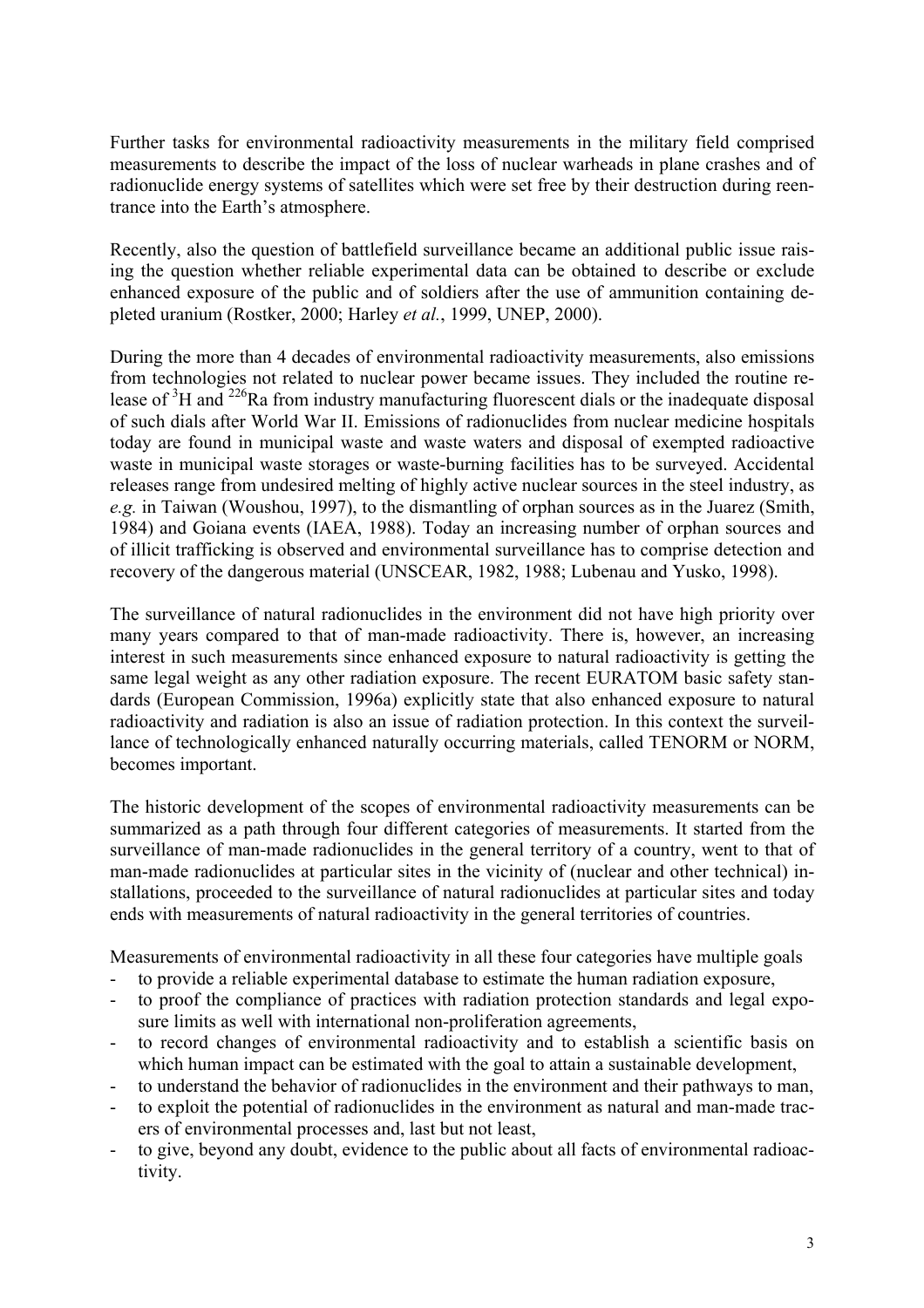Further tasks for environmental radioactivity measurements in the military field comprised measurements to describe the impact of the loss of nuclear warheads in plane crashes and of radionuclide energy systems of satellites which were set free by their destruction during reentrance into the Earth's atmosphere.

Recently, also the question of battlefield surveillance became an additional public issue raising the question whether reliable experimental data can be obtained to describe or exclude enhanced exposure of the public and of soldiers after the use of ammunition containing depleted uranium (Rostker, 2000; Harley *et al.*, 1999, UNEP, 2000).

During the more than 4 decades of environmental radioactivity measurements, also emissions from technologies not related to nuclear power became issues. They included the routine release of $^{3}$H and $^{226}$Ra from industry manufacturing fluorescent dials or the inadequate disposal of such dials after World War II. Emissions of radionuclides from nuclear medicine hospitals today are found in municipal waste and waste waters and disposal of exempted radioactive waste in municipal waste storages or waste-burning facilities has to be surveyed. Accidental releases range from undesired melting of highly active nuclear sources in the steel industry, as *e.g.* in Taiwan (Woushou, 1997), to the dismantling of orphan sources as in the Juarez (Smith, 1984) and Goiana events (IAEA, 1988). Today an increasing number of orphan sources and of illicit trafficking is observed and environmental surveillance has to comprise detection and recovery of the dangerous material (UNSCEAR, 1982, 1988; Lubenau and Yusko, 1998).

The surveillance of natural radionuclides in the environment did not have high priority over many years compared to that of man-made radioactivity. There is, however, an increasing interest in such measurements since enhanced exposure to natural radioactivity is getting the same legal weight as any other radiation exposure. The recent EURATOM basic safety standards (European Commission, 1996a) explicitly state that also enhanced exposure to natural radioactivity and radiation is also an issue of radiation protection. In this context the surveillance of technologically enhanced naturally occurring materials, called TENORM or NORM, becomes important.

The historic development of the scopes of environmental radioactivity measurements can be summarized as a path through four different categories of measurements. It started from the surveillance of man-made radionuclides in the general territory of a country, went to that of man-made radionuclides at particular sites in the vicinity of (nuclear and other technical) installations, proceeded to the surveillance of natural radionuclides at particular sites and today ends with measurements of natural radioactivity in the general territories of countries.

Measurements of environmental radioactivity in all these four categories have multiple goals

- to provide a reliable experimental database to estimate the human radiation exposure,
- to proof the compliance of practices with radiation protection standards and legal exposure limits as well with international non-proliferation agreements,
- to record changes of environmental radioactivity and to establish a scientific basis on which human impact can be estimated with the goal to attain a sustainable development,
- to understand the behavior of radionuclides in the environment and their pathways to man,
- to exploit the potential of radionuclides in the environment as natural and man-made tracers of environmental processes and, last but not least,
- to give, beyond any doubt, evidence to the public about all facts of environmental radioactivity.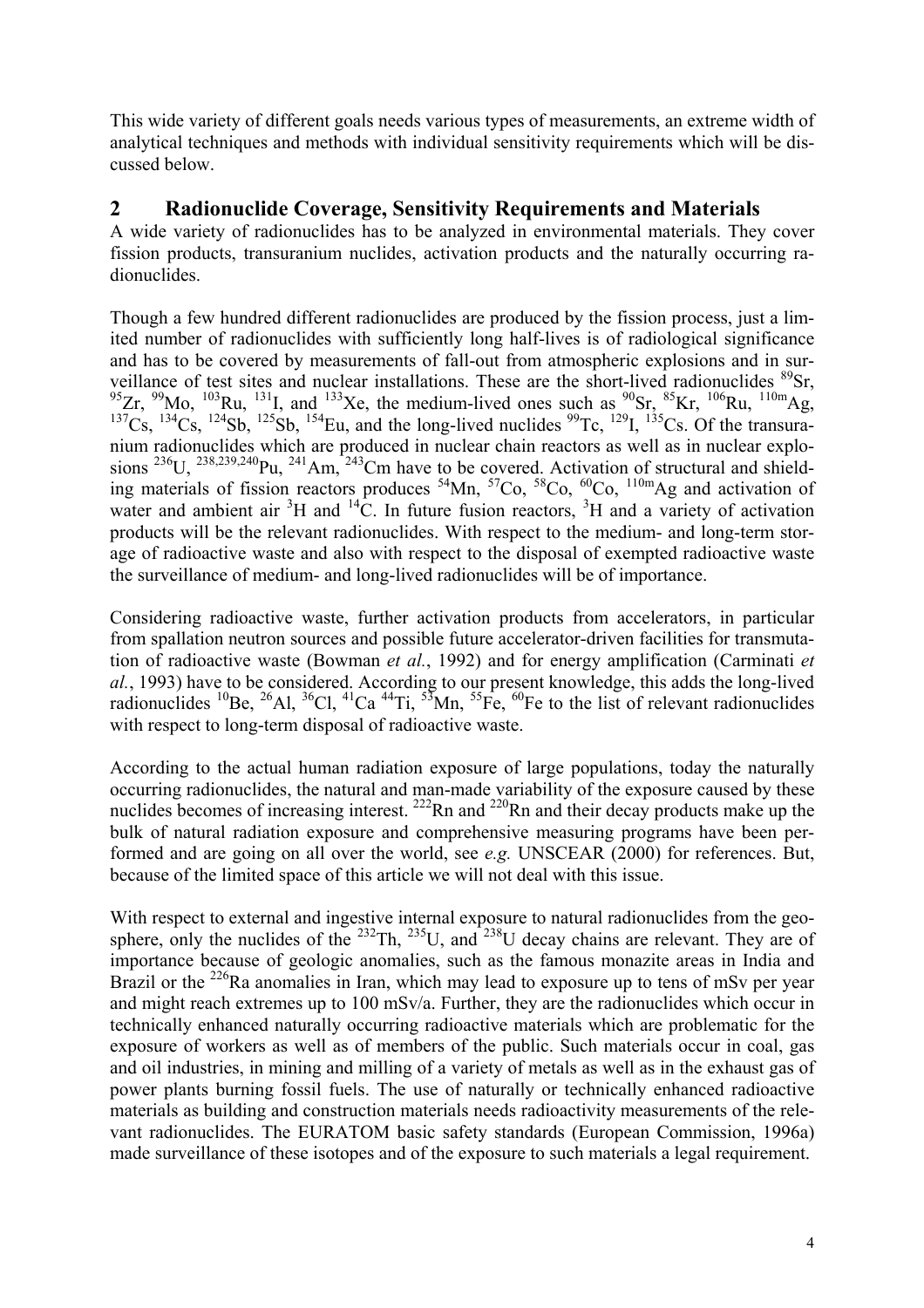This wide variety of different goals needs various types of measurements, an extreme width of analytical techniques and methods with individual sensitivity requirements which will be discussed below.

## 2 Radionuclide Coverage, Sensitivity Requirements and Materials

A wide variety of radionuclides has to be analyzed in environmental materials. They cover fission products, transuranium nuclides, activation products and the naturally occurring radionuclides.

Though a few hundred different radionuclides are produced by the fission process, just a limited number of radionuclides with sufficiently long half-lives is of radiological significance and has to be covered by measurements of fall-out from atmospheric explosions and in surveillance of test sites and nuclear installations. These are the short-lived radionuclides $^{89}$Sr, $^{95}$Zr, $^{99}$Mo, $^{103}$Ru, $^{131}$I, and $^{133}$Xe, the medium-lived ones such as $^{90}$Sr, $^{85}$Kr, $^{106}$Ru, $^{110m}$Ag, $^{137}$Cs, $^{134}$Cs, $^{124}$Sb, $^{125}$Sb, $^{154}$Eu, and the long-lived nuclides $^{99}$Tc, $^{129}$I, $^{135}$Cs. Of the transuranium radionuclides which are produced in nuclear chain reactors as well as in nuclear explosions $^{236}$U, $^{238,239,240}$Pu, $^{241}$Am, $^{243}$Cm have to be covered. Activation of structural and shielding materials of fission reactors produces $^{54}$Mn, $^{57}$Co, $^{58}$Co, $^{60}$Co, $^{110m}$Ag and activation of water and ambient air $^{3}$H and $^{14}$C. In future fusion reactors, $^{3}$H and a variety of activation products will be the relevant radionuclides. With respect to the medium- and long-term storage of radioactive waste and also with respect to the disposal of exempted radioactive waste the surveillance of medium- and long-lived radionuclides will be of importance.

Considering radioactive waste, further activation products from accelerators, in particular from spallation neutron sources and possible future accelerator-driven facilities for transmutation of radioactive waste (Bowman *et al.*, 1992) and for energy amplification (Carminati *et al.*, 1993) have to be considered. According to our present knowledge, this adds the long-lived radionuclides $^{10}$Be, $^{26}$Al, $^{36}$Cl, $^{41}$Ca $^{44}$Ti, $^{53}$Mn, $^{55}$Fe, $^{60}$Fe to the list of relevant radionuclides with respect to long-term disposal of radioactive waste.

According to the actual human radiation exposure of large populations, today the naturally occurring radionuclides, the natural and man-made variability of the exposure caused by these nuclides becomes of increasing interest. $^{222}$Rn and $^{220}$Rn and their decay products make up the bulk of natural radiation exposure and comprehensive measuring programs have been performed and are going on all over the world, see *e.g.* UNSCEAR (2000) for references. But, because of the limited space of this article we will not deal with this issue.

With respect to external and ingestive internal exposure to natural radionuclides from the geosphere, only the nuclides of the $^{232}$Th, $^{235}$U, and $^{238}$U decay chains are relevant. They are of importance because of geologic anomalies, such as the famous monazite areas in India and Brazil or the $^{226}$Ra anomalies in Iran, which may lead to exposure up to tens of mSv per year and might reach extremes up to 100 mSv/a. Further, they are the radionuclides which occur in technically enhanced naturally occurring radioactive materials which are problematic for the exposure of workers as well as of members of the public. Such materials occur in coal, gas and oil industries, in mining and milling of a variety of metals as well as in the exhaust gas of power plants burning fossil fuels. The use of naturally or technically enhanced radioactive materials as building and construction materials needs radioactivity measurements of the relevant radionuclides. The EURATOM basic safety standards (European Commission, 1996a) made surveillance of these isotopes and of the exposure to such materials a legal requirement.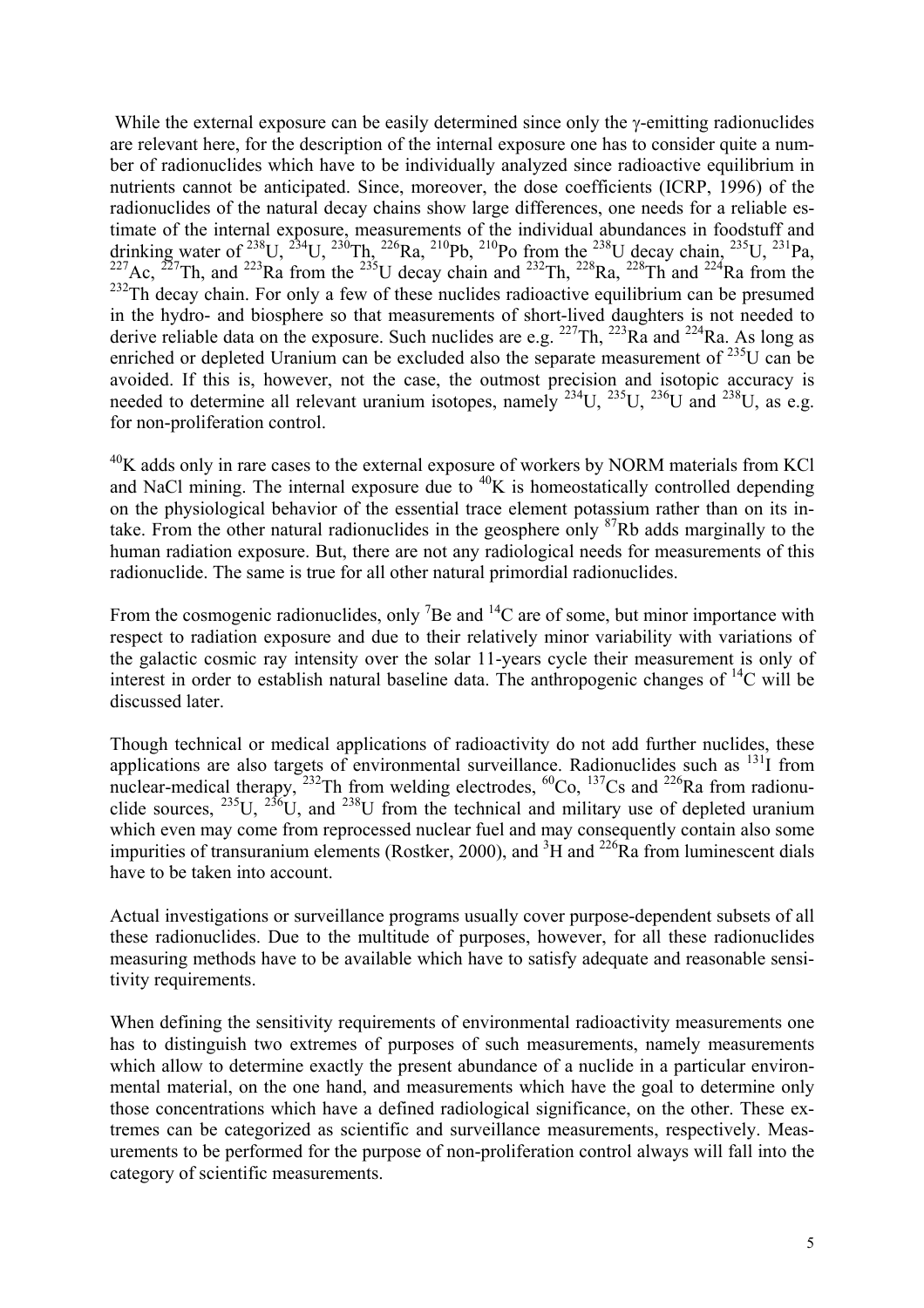While the external exposure can be easily determined since only the γ-emitting radionuclides are relevant here, for the description of the internal exposure one has to consider quite a number of radionuclides which have to be individually analyzed since radioactive equilibrium in nutrients cannot be anticipated. Since, moreover, the dose coefficients (ICRP, 1996) of the radionuclides of the natural decay chains show large differences, one needs for a reliable estimate of the internal exposure, measurements of the individual abundances in foodstuff and drinking water of $^{238}$U, $^{234}$U, $^{230}$Th, $^{226}$Ra, $^{210}$Pb, $^{210}$Po from the $^{238}$U decay chain, $^{235}$U, $^{231}$Pa, $^{227}$Ac, $^{227}$Th, and $^{223}$Ra from the $^{235}$U decay chain and $^{232}$Th, $^{228}$Ra, $^{228}$Th and $^{224}$Ra from the $^{232}$Th decay chain. For only a few of these nuclides radioactive equilibrium can be presumed in the hydro- and biosphere so that measurements of short-lived daughters is not needed to derive reliable data on the exposure. Such nuclides are e.g. $^{227}$Th, $^{223}$Ra and $^{224}$Ra. As long as enriched or depleted Uranium can be excluded also the separate measurement of $^{235}$U can be avoided. If this is, however, not the case, the outmost precision and isotopic accuracy is needed to determine all relevant uranium isotopes, namely $^{234}$U, $^{235}$U, $^{236}$U and $^{238}$U, as e.g. for non-proliferation control.

$^{40}$K adds only in rare cases to the external exposure of workers by NORM materials from KCl and NaCl mining. The internal exposure due to $^{40}$K is homeostatically controlled depending on the physiological behavior of the essential trace element potassium rather than on its intake. From the other natural radionuclides in the geosphere only $^{87}$Rb adds marginally to the human radiation exposure. But, there are not any radiological needs for measurements of this radionuclide. The same is true for all other natural primordial radionuclides.

From the cosmogenic radionuclides, only $^{7}$Be and $^{14}$C are of some, but minor importance with respect to radiation exposure and due to their relatively minor variability with variations of the galactic cosmic ray intensity over the solar 11-years cycle their measurement is only of interest in order to establish natural baseline data. The anthropogenic changes of $^{14}$C will be discussed later.

Though technical or medical applications of radioactivity do not add further nuclides, these applications are also targets of environmental surveillance. Radionuclides such as $^{131}$I from nuclear-medical therapy, $^{232}$Th from welding electrodes, $^{60}$Co, $^{137}$Cs and $^{226}$Ra from radionuclide sources, $^{235}$U, $^{236}$U, and $^{238}$U from the technical and military use of depleted uranium which even may come from reprocessed nuclear fuel and may consequently contain also some impurities of transuranium elements (Rostker, 2000), and $^{3}$H and $^{226}$Ra from luminescent dials have to be taken into account.

Actual investigations or surveillance programs usually cover purpose-dependent subsets of all these radionuclides. Due to the multitude of purposes, however, for all these radionuclides measuring methods have to be available which have to satisfy adequate and reasonable sensitivity requirements.

When defining the sensitivity requirements of environmental radioactivity measurements one has to distinguish two extremes of purposes of such measurements, namely measurements which allow to determine exactly the present abundance of a nuclide in a particular environmental material, on the one hand, and measurements which have the goal to determine only those concentrations which have a defined radiological significance, on the other. These extremes can be categorized as scientific and surveillance measurements, respectively. Measurements to be performed for the purpose of non-proliferation control always will fall into the category of scientific measurements.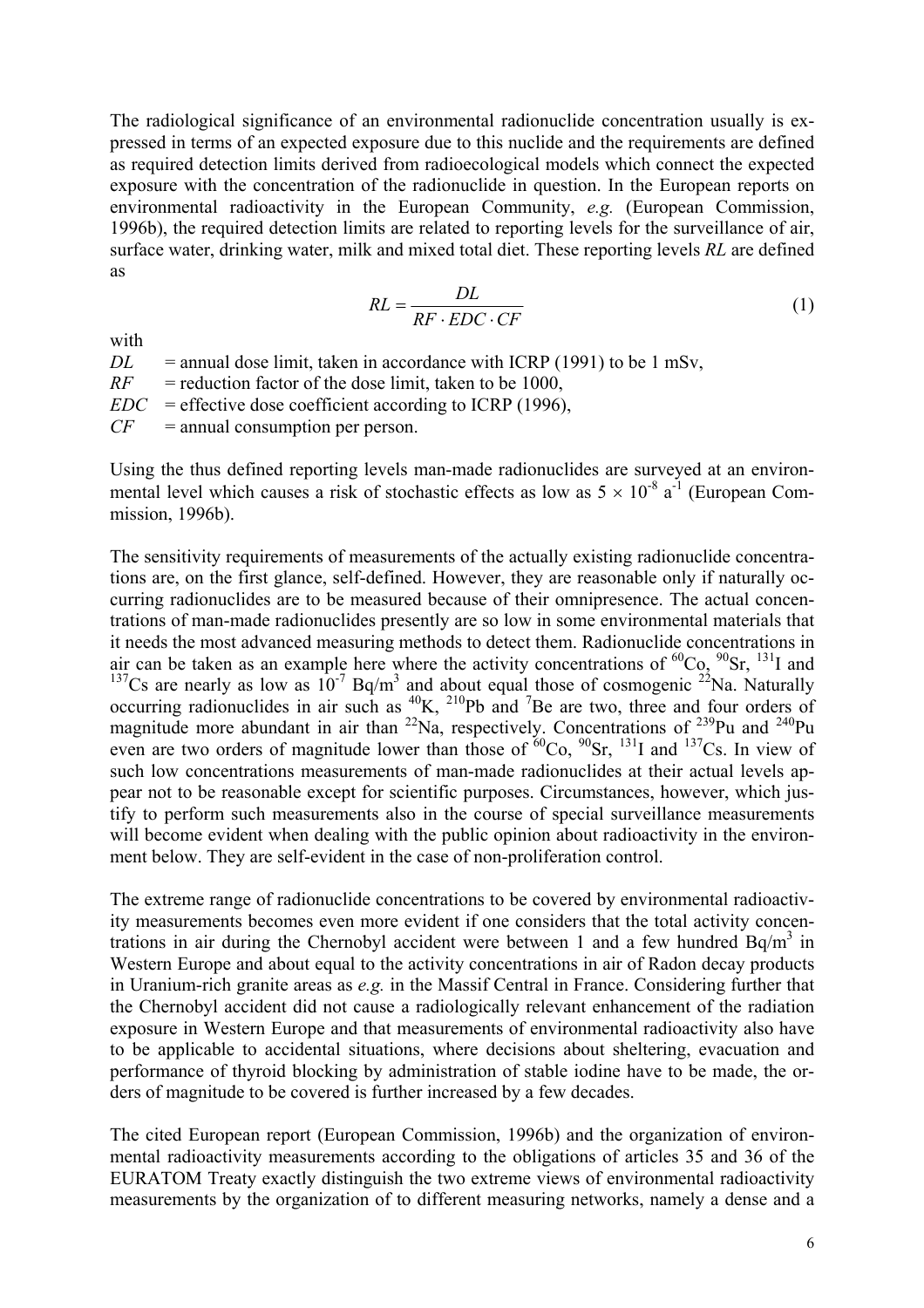The radiological significance of an environmental radionuclide concentration usually is expressed in terms of an expected exposure due to this nuclide and the requirements are defined as required detection limits derived from radioecological models which connect the expected exposure with the concentration of the radionuclide in question. In the European reports on environmental radioactivity in the European Community, *e.g.* (European Commission, 1996b), the required detection limits are related to reporting levels for the surveillance of air, surface water, drinking water, milk and mixed total diet. These reporting levels *RL* are defined as

$$RL = \frac{DL}{RF \cdot EDC \cdot CF} \tag{1}$$

with

$DL$ = annual dose limit, taken in accordance with ICRP (1991) to be 1 mSv,
$RF$ = reduction factor of the dose limit, taken to be 1000,
$EDC$ = effective dose coefficient according to ICRP (1996),
$CF$ = annual consumption per person.

Using the thus defined reporting levels man-made radionuclides are surveyed at an environmental level which causes a risk of stochastic effects as low as $5 \times 10^{-8}$ $a^{-1}$ (European Commission, 1996b).

The sensitivity requirements of measurements of the actually existing radionuclide concentrations are, on the first glance, self-defined. However, they are reasonable only if naturally occurring radionuclides are to be measured because of their omnipresence. The actual concentrations of man-made radionuclides presently are so low in some environmental materials that it needs the most advanced measuring methods to detect them. Radionuclide concentrations in air can be taken as an example here where the activity concentrations of $^{60}$Co, $^{90}$Sr, $^{131}$I and $^{137}$Cs are nearly as low as $10^{-7}$ Bq/m$^3$ and about equal those of cosmogenic $^{22}$Na. Naturally occurring radionuclides in air such as $^{40}$K, $^{210}$Pb and $^{7}$Be are two, three and four orders of magnitude more abundant in air than $^{22}$Na, respectively. Concentrations of $^{239}$Pu and $^{240}$Pu even are two orders of magnitude lower than those of $^{60}$Co, $^{90}$Sr, $^{131}$I and $^{137}$Cs. In view of such low concentrations measurements of man-made radionuclides at their actual levels appear not to be reasonable except for scientific purposes. Circumstances, however, which justify to perform such measurements also in the course of special surveillance measurements will become evident when dealing with the public opinion about radioactivity in the environment below. They are self-evident in the case of non-proliferation control.

The extreme range of radionuclide concentrations to be covered by environmental radioactivity measurements becomes even more evident if one considers that the total activity concentrations in air during the Chernobyl accident were between 1 and a few hundred Bq/m$^3$ in Western Europe and about equal to the activity concentrations in air of Radon decay products in Uranium-rich granite areas as *e.g.* in the Massif Central in France. Considering further that the Chernobyl accident did not cause a radiologically relevant enhancement of the radiation exposure in Western Europe and that measurements of environmental radioactivity also have to be applicable to accidental situations, where decisions about sheltering, evacuation and performance of thyroid blocking by administration of stable iodine have to be made, the orders of magnitude to be covered is further increased by a few decades.

The cited European report (European Commission, 1996b) and the organization of environmental radioactivity measurements according to the obligations of articles 35 and 36 of the EURATOM Treaty exactly distinguish the two extreme views of environmental radioactivity measurements by the organization of to different measuring networks, namely a dense and a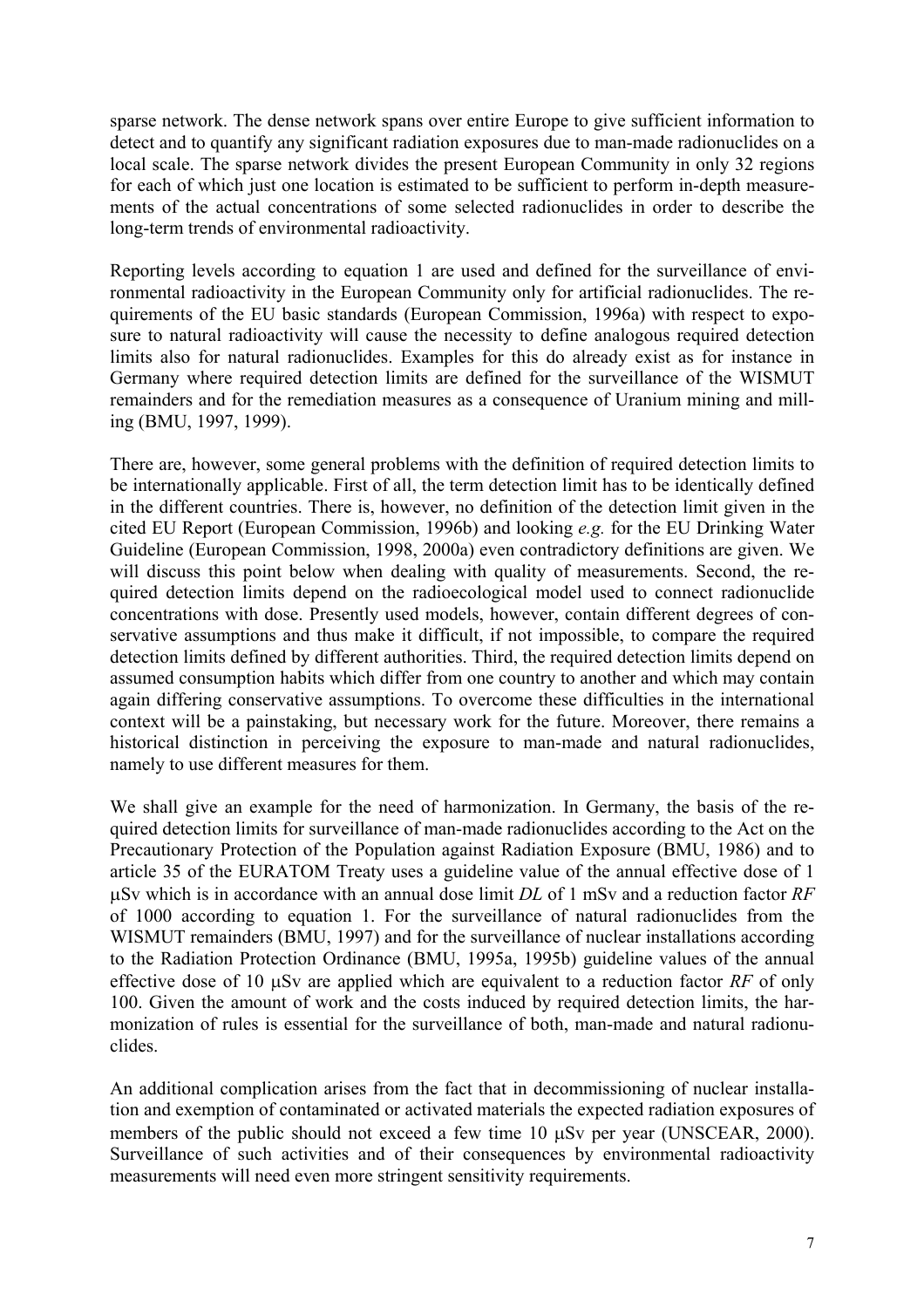sparse network. The dense network spans over entire Europe to give sufficient information to detect and to quantify any significant radiation exposures due to man-made radionuclides on a local scale. The sparse network divides the present European Community in only 32 regions for each of which just one location is estimated to be sufficient to perform in-depth measurements of the actual concentrations of some selected radionuclides in order to describe the long-term trends of environmental radioactivity.

Reporting levels according to equation 1 are used and defined for the surveillance of environmental radioactivity in the European Community only for artificial radionuclides. The requirements of the EU basic standards (European Commission, 1996a) with respect to exposure to natural radioactivity will cause the necessity to define analogous required detection limits also for natural radionuclides. Examples for this do already exist as for instance in Germany where required detection limits are defined for the surveillance of the WISMUT remainders and for the remediation measures as a consequence of Uranium mining and milling (BMU, 1997, 1999).

There are, however, some general problems with the definition of required detection limits to be internationally applicable. First of all, the term detection limit has to be identically defined in the different countries. There is, however, no definition of the detection limit given in the cited EU Report (European Commission, 1996b) and looking *e.g.* for the EU Drinking Water Guideline (European Commission, 1998, 2000a) even contradictory definitions are given. We will discuss this point below when dealing with quality of measurements. Second, the required detection limits depend on the radioecological model used to connect radionuclide concentrations with dose. Presently used models, however, contain different degrees of conservative assumptions and thus make it difficult, if not impossible, to compare the required detection limits defined by different authorities. Third, the required detection limits depend on assumed consumption habits which differ from one country to another and which may contain again differing conservative assumptions. To overcome these difficulties in the international context will be a painstaking, but necessary work for the future. Moreover, there remains a historical distinction in perceiving the exposure to man-made and natural radionuclides, namely to use different measures for them.

We shall give an example for the need of harmonization. In Germany, the basis of the required detection limits for surveillance of man-made radionuclides according to the Act on the Precautionary Protection of the Population against Radiation Exposure (BMU, 1986) and to article 35 of the EURATOM Treaty uses a guideline value of the annual effective dose of 1 μSv which is in accordance with an annual dose limit *DL* of 1 mSv and a reduction factor *RF* of 1000 according to equation 1. For the surveillance of natural radionuclides from the WISMUT remainders (BMU, 1997) and for the surveillance of nuclear installations according to the Radiation Protection Ordinance (BMU, 1995a, 1995b) guideline values of the annual effective dose of 10 μSv are applied which are equivalent to a reduction factor *RF* of only 100. Given the amount of work and the costs induced by required detection limits, the harmonization of rules is essential for the surveillance of both, man-made and natural radionuclides.

An additional complication arises from the fact that in decommissioning of nuclear installation and exemption of contaminated or activated materials the expected radiation exposures of members of the public should not exceed a few time 10 μSv per year (UNSCEAR, 2000). Surveillance of such activities and of their consequences by environmental radioactivity measurements will need even more stringent sensitivity requirements.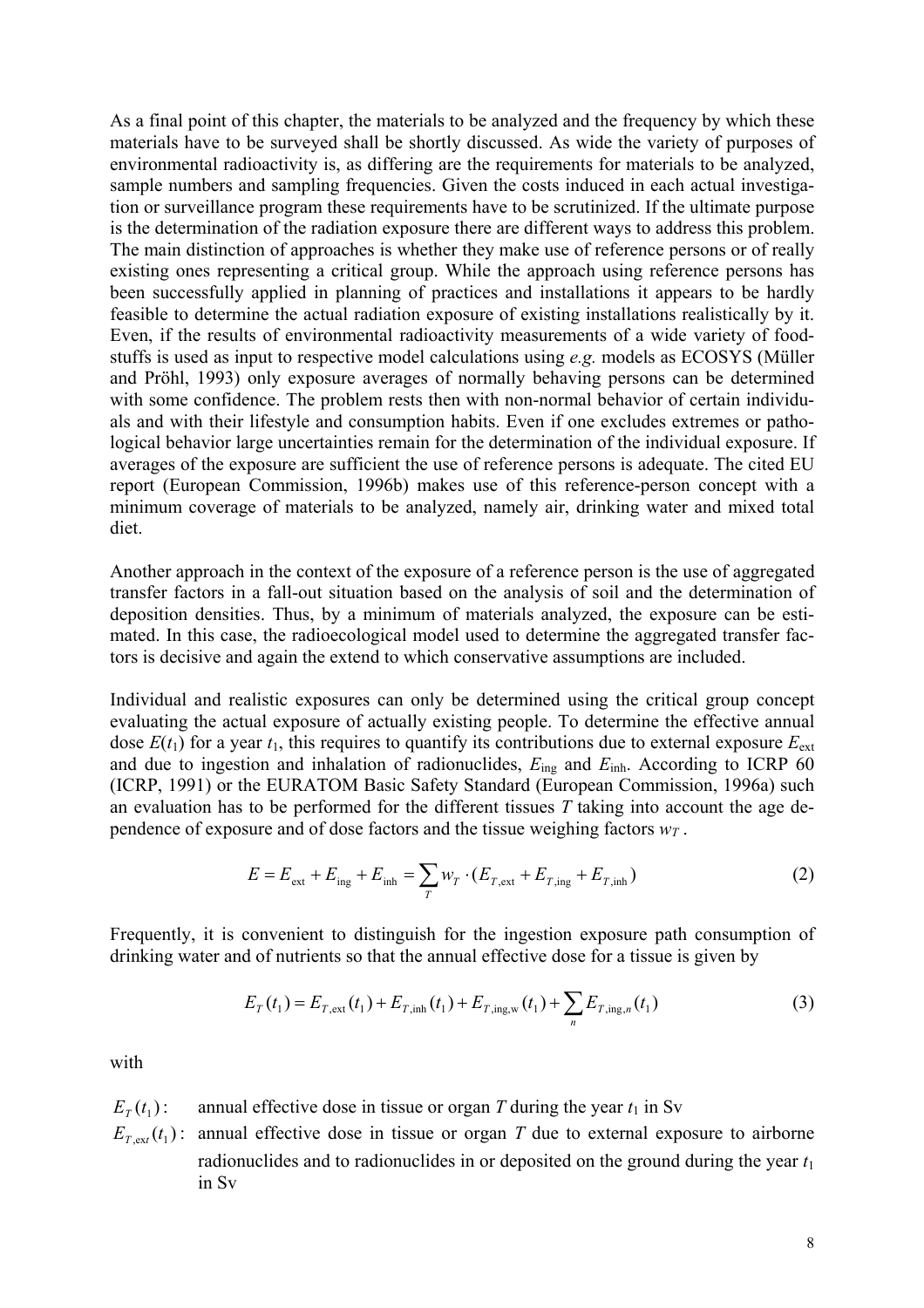As a final point of this chapter, the materials to be analyzed and the frequency by which these materials have to be surveyed shall be shortly discussed. As wide the variety of purposes of environmental radioactivity is, as differing are the requirements for materials to be analyzed, sample numbers and sampling frequencies. Given the costs induced in each actual investigation or surveillance program these requirements have to be scrutinized. If the ultimate purpose is the determination of the radiation exposure there are different ways to address this problem. The main distinction of approaches is whether they make use of reference persons or of really existing ones representing a critical group. While the approach using reference persons has been successfully applied in planning of practices and installations it appears to be hardly feasible to determine the actual radiation exposure of existing installations realistically by it. Even, if the results of environmental radioactivity measurements of a wide variety of foodstuffs is used as input to respective model calculations using *e.g.* models as ECOSYS (Müller and Pröhl, 1993) only exposure averages of normally behaving persons can be determined with some confidence. The problem rests then with non-normal behavior of certain individuals and with their lifestyle and consumption habits. Even if one excludes extremes or pathological behavior large uncertainties remain for the determination of the individual exposure. If averages of the exposure are sufficient the use of reference persons is adequate. The cited EU report (European Commission, 1996b) makes use of this reference-person concept with a minimum coverage of materials to be analyzed, namely air, drinking water and mixed total diet.

Another approach in the context of the exposure of a reference person is the use of aggregated transfer factors in a fall-out situation based on the analysis of soil and the determination of deposition densities. Thus, by a minimum of materials analyzed, the exposure can be estimated. In this case, the radioecological model used to determine the aggregated transfer factors is decisive and again the extend to which conservative assumptions are included.

Individual and realistic exposures can only be determined using the critical group concept evaluating the actual exposure of actually existing people. To determine the effective annual dose $E(t_1)$ for a year $t_1$, this requires to quantify its contributions due to external exposure $E_{\text{ext}}$ and due to ingestion and inhalation of radionuclides, $E_{\text{ing}}$ and $E_{\text{inh}}$. According to ICRP 60 (ICRP, 1991) or the EURATOM Basic Safety Standard (European Commission, 1996a) such an evaluation has to be performed for the different tissues $T$ taking into account the age dependence of exposure and of dose factors and the tissue weighing factors $w_T$ .

$$E = E_{\text{ext}} + E_{\text{ing}} + E_{\text{inh}} = \sum_T w_T \cdot (E_{T,\text{ext}} + E_{T,\text{ing}} + E_{T,\text{inh}}) \tag{2}$$

Frequently, it is convenient to distinguish for the ingestion exposure path consumption of drinking water and of nutrients so that the annual effective dose for a tissue is given by

$$E_T(t_1) = E_{T,\text{ext}}(t_1) + E_{T,\text{inh}}(t_1) + E_{T,\text{ing,w}}(t_1) + \sum_n E_{T,\text{ing},n}(t_1) \tag{3}$$

with

$E_T(t_1)$: annual effective dose in tissue or organ $T$ during the year $t_1$ in Sv

$E_{T,ext}(t_1)$: annual effective dose in tissue or organ $T$ due to external exposure to airborne radionuclides and to radionuclides in or deposited on the ground during the year $t_1$ in Sv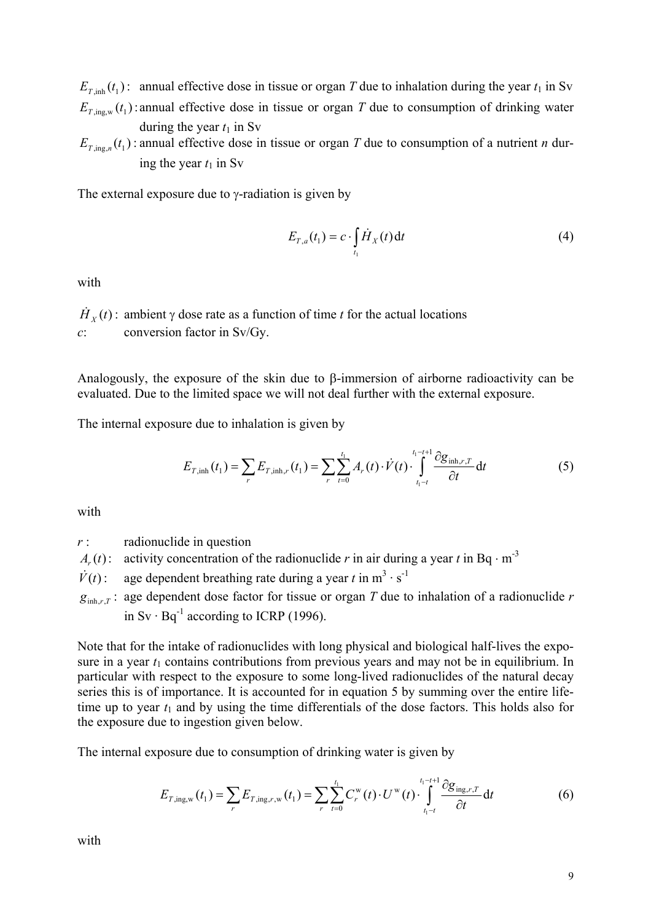$E_{T,\mathrm{inh}}(t_1)$: annual effective dose in tissue or organ $T$ due to inhalation during the year $t_1$ in Sv

$E_{T,\mathrm{ing,w}}(t_1)$: annual effective dose in tissue or organ $T$ due to consumption of drinking water during the year $t_1$ in Sv

$E_{T,\mathrm{ing},n}(t_1)$: annual effective dose in tissue or organ $T$ due to consumption of a nutrient $n$ during the year $t_1$ in Sv

The external exposure due to γ-radiation is given by

$$E_{T,a}(t_1) = c \cdot \int_{t_1} \dot{H}_X(t)\,\mathrm{d}t \tag{4}$$

with

$\dot{H}_X(t)$: ambient γ dose rate as a function of time $t$ for the actual locations

$c$: conversion factor in Sv/Gy.

Analogously, the exposure of the skin due to β-immersion of airborne radioactivity can be evaluated. Due to the limited space we will not deal further with the external exposure.

The internal exposure due to inhalation is given by

$$E_{T,\mathrm{inh}}(t_1) = \sum_r E_{T,\mathrm{inh},r}(t_1) = \sum_r \sum_{t=0}^{t_1} A_r(t) \cdot \dot{V}(t) \cdot \int_{t_1-t}^{t_1-t+1} \frac{\partial g_{\mathrm{inh},r,T}}{\partial t}\,\mathrm{d}t \tag{5}$$

with

$r$: radionuclide in question

$A_r(t)$: activity concentration of the radionuclide $r$ in air during a year $t$ in Bq · m$^{-3}$

$\dot{V}(t)$: age dependent breathing rate during a year $t$ in m$^3$ · s$^{-1}$

$g_{\mathrm{inh},r,T}$: age dependent dose factor for tissue or organ $T$ due to inhalation of a radionuclide $r$ in Sv · Bq$^{-1}$ according to ICRP (1996).

Note that for the intake of radionuclides with long physical and biological half-lives the exposure in a year $t_1$ contains contributions from previous years and may not be in equilibrium. In particular with respect to the exposure to some long-lived radionuclides of the natural decay series this is of importance. It is accounted for in equation 5 by summing over the entire lifetime up to year $t_1$ and by using the time differentials of the dose factors. This holds also for the exposure due to ingestion given below.

The internal exposure due to consumption of drinking water is given by

$$E_{T,\mathrm{ing,w}}(t_1) = \sum_r E_{T,\mathrm{ing},r,\mathrm{w}}(t_1) = \sum_r \sum_{t=0}^{t_1} C_r^{\mathrm{w}}(t) \cdot U^{\mathrm{w}}(t) \cdot \int_{t_1-t}^{t_1-t+1} \frac{\partial g_{\mathrm{ing},r,T}}{\partial t}\,\mathrm{d}t \tag{6}$$

with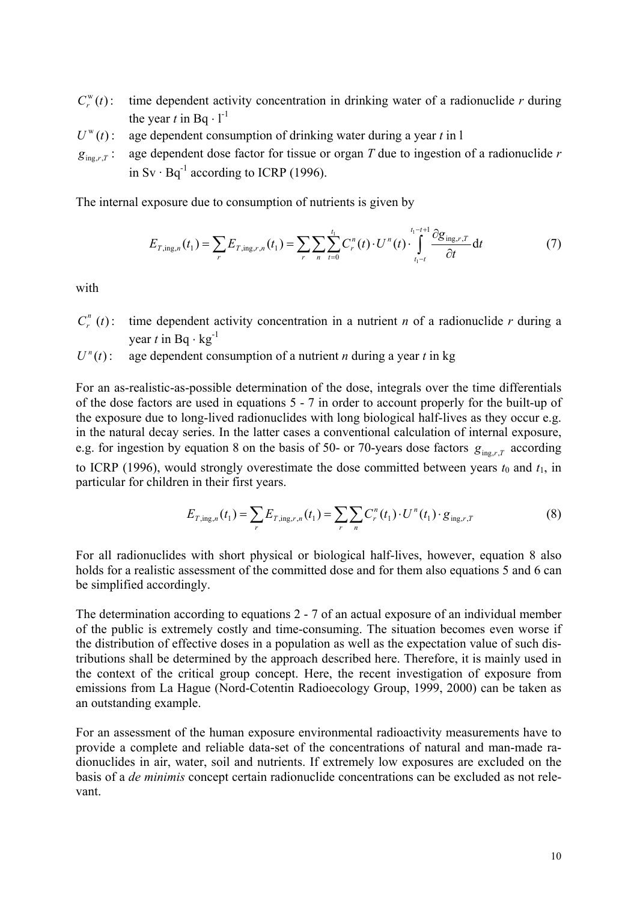$C_r^{\mathrm{w}}(t)$: time dependent activity concentration in drinking water of a radionuclide $r$ during the year $t$ in $\mathrm{Bq} \cdot \mathrm{l}^{-1}$

$U^{\mathrm{w}}(t)$: age dependent consumption of drinking water during a year $t$ in l

$g_{\mathrm{ing},r,T}$: age dependent dose factor for tissue or organ $T$ due to ingestion of a radionuclide $r$ in $\mathrm{Sv} \cdot \mathrm{Bq}^{-1}$ according to ICRP (1996).

The internal exposure due to consumption of nutrients is given by

$$E_{T,\mathrm{ing},n}(t_1) = \sum_r E_{T,\mathrm{ing},r,n}(t_1) = \sum_r \sum_n \sum_{t=0}^{t_1} C_r^n(t) \cdot U^n(t) \cdot \int_{t_1-t}^{t_1-t+1} \frac{\partial g_{\mathrm{ing},r,T}}{\partial t} \mathrm{d}t \tag{7}$$

with

$C_r^n(t)$: time dependent activity concentration in a nutrient $n$ of a radionuclide $r$ during a year $t$ in $\mathrm{Bq} \cdot \mathrm{kg}^{-1}$

$U^n(t)$: age dependent consumption of a nutrient $n$ during a year $t$ in kg

For an as-realistic-as-possible determination of the dose, integrals over the time differentials of the dose factors are used in equations 5 - 7 in order to account properly for the built-up of the exposure due to long-lived radionuclides with long biological half-lives as they occur e.g. in the natural decay series. In the latter cases a conventional calculation of internal exposure, e.g. for ingestion by equation 8 on the basis of 50- or 70-years dose factors $g_{\mathrm{ing},r,T}$ according to ICRP (1996), would strongly overestimate the dose committed between years $t_0$ and $t_1$, in particular for children in their first years.

$$E_{T,\mathrm{ing},n}(t_1) = \sum_r E_{T,\mathrm{ing},r,n}(t_1) = \sum_r \sum_n C_r^n(t_1) \cdot U^n(t_1) \cdot g_{\mathrm{ing},r,T} \tag{8}$$

For all radionuclides with short physical or biological half-lives, however, equation 8 also holds for a realistic assessment of the committed dose and for them also equations 5 and 6 can be simplified accordingly.

The determination according to equations 2 - 7 of an actual exposure of an individual member of the public is extremely costly and time-consuming. The situation becomes even worse if the distribution of effective doses in a population as well as the expectation value of such distributions shall be determined by the approach described here. Therefore, it is mainly used in the context of the critical group concept. Here, the recent investigation of exposure from emissions from La Hague (Nord-Cotentin Radioecology Group, 1999, 2000) can be taken as an outstanding example.

For an assessment of the human exposure environmental radioactivity measurements have to provide a complete and reliable data-set of the concentrations of natural and man-made radionuclides in air, water, soil and nutrients. If extremely low exposures are excluded on the basis of a *de minimis* concept certain radionuclide concentrations can be excluded as not relevant.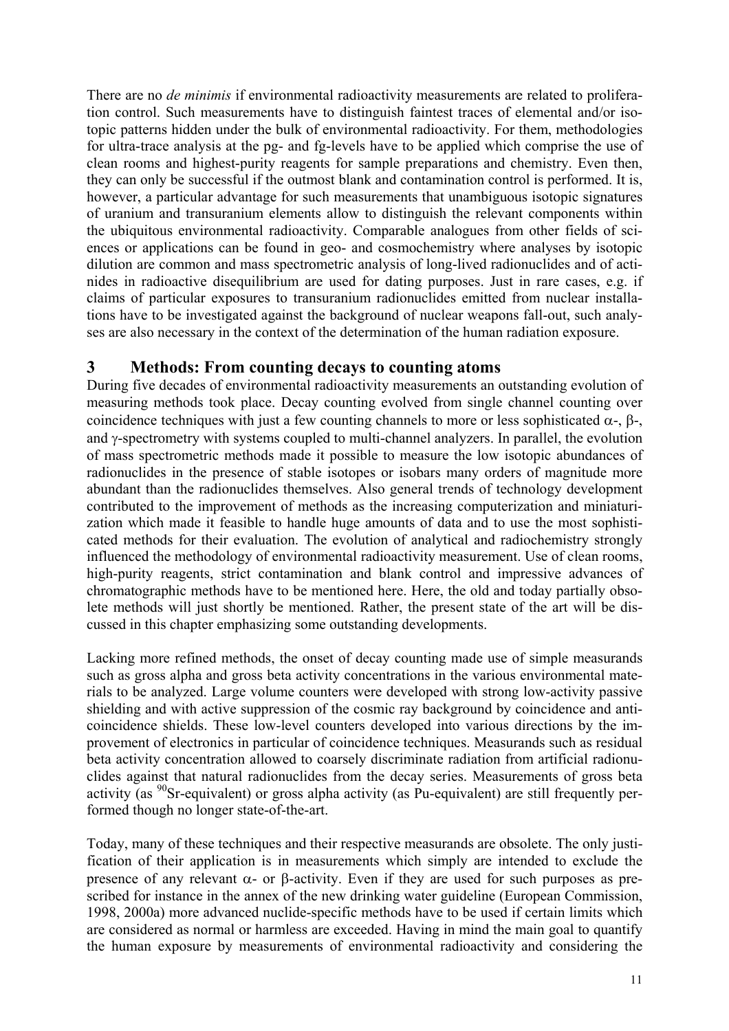There are no *de minimis* if environmental radioactivity measurements are related to proliferation control. Such measurements have to distinguish faintest traces of elemental and/or isotopic patterns hidden under the bulk of environmental radioactivity. For them, methodologies for ultra-trace analysis at the pg- and fg-levels have to be applied which comprise the use of clean rooms and highest-purity reagents for sample preparations and chemistry. Even then, they can only be successful if the outmost blank and contamination control is performed. It is, however, a particular advantage for such measurements that unambiguous isotopic signatures of uranium and transuranium elements allow to distinguish the relevant components within the ubiquitous environmental radioactivity. Comparable analogues from other fields of sciences or applications can be found in geo- and cosmochemistry where analyses by isotopic dilution are common and mass spectrometric analysis of long-lived radionuclides and of actinides in radioactive disequilibrium are used for dating purposes. Just in rare cases, e.g. if claims of particular exposures to transuranium radionuclides emitted from nuclear installations have to be investigated against the background of nuclear weapons fall-out, such analyses are also necessary in the context of the determination of the human radiation exposure.

## 3 Methods: From counting decays to counting atoms

During five decades of environmental radioactivity measurements an outstanding evolution of measuring methods took place. Decay counting evolved from single channel counting over coincidence techniques with just a few counting channels to more or less sophisticated $\alpha$-, $\beta$-, and $\gamma$-spectrometry with systems coupled to multi-channel analyzers. In parallel, the evolution of mass spectrometric methods made it possible to measure the low isotopic abundances of radionuclides in the presence of stable isotopes or isobars many orders of magnitude more abundant than the radionuclides themselves. Also general trends of technology development contributed to the improvement of methods as the increasing computerization and miniaturization which made it feasible to handle huge amounts of data and to use the most sophisticated methods for their evaluation. The evolution of analytical and radiochemistry strongly influenced the methodology of environmental radioactivity measurement. Use of clean rooms, high-purity reagents, strict contamination and blank control and impressive advances of chromatographic methods have to be mentioned here. Here, the old and today partially obsolete methods will just shortly be mentioned. Rather, the present state of the art will be discussed in this chapter emphasizing some outstanding developments.

Lacking more refined methods, the onset of decay counting made use of simple measurands such as gross alpha and gross beta activity concentrations in the various environmental materials to be analyzed. Large volume counters were developed with strong low-activity passive shielding and with active suppression of the cosmic ray background by coincidence and anti-coincidence shields. These low-level counters developed into various directions by the improvement of electronics in particular of coincidence techniques. Measurands such as residual beta activity concentration allowed to coarsely discriminate radiation from artificial radionuclides against that natural radionuclides from the decay series. Measurements of gross beta activity (as $^{90}$Sr-equivalent) or gross alpha activity (as Pu-equivalent) are still frequently performed though no longer state-of-the-art.

Today, many of these techniques and their respective measurands are obsolete. The only justification of their application is in measurements which simply are intended to exclude the presence of any relevant $\alpha$- or $\beta$-activity. Even if they are used for such purposes as prescribed for instance in the annex of the new drinking water guideline (European Commission, 1998, 2000a) more advanced nuclide-specific methods have to be used if certain limits which are considered as normal or harmless are exceeded. Having in mind the main goal to quantify the human exposure by measurements of environmental radioactivity and considering the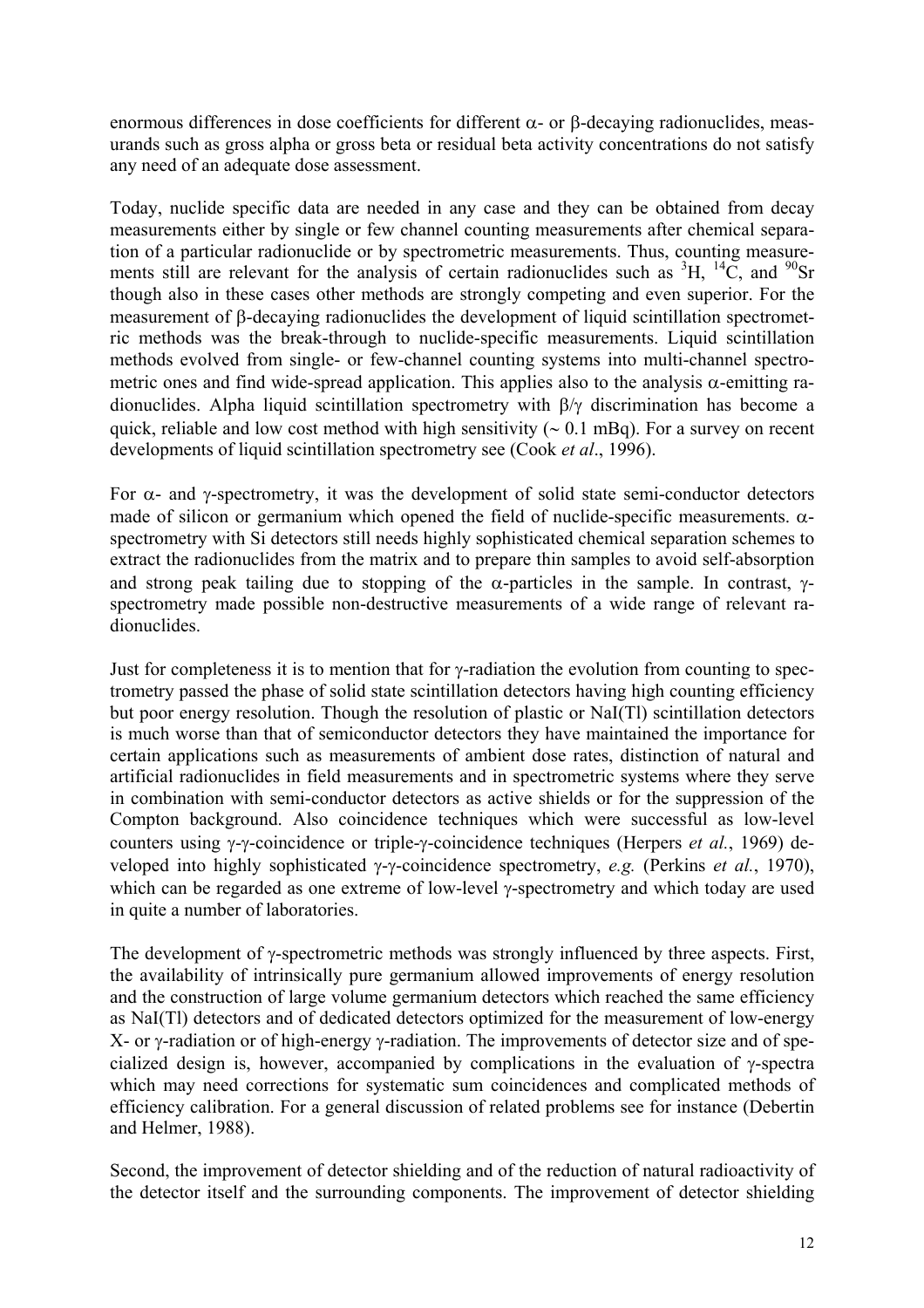enormous differences in dose coefficients for different $\alpha$- or $\beta$-decaying radionuclides, measurands such as gross alpha or gross beta or residual beta activity concentrations do not satisfy any need of an adequate dose assessment.

Today, nuclide specific data are needed in any case and they can be obtained from decay measurements either by single or few channel counting measurements after chemical separation of a particular radionuclide or by spectrometric measurements. Thus, counting measurements still are relevant for the analysis of certain radionuclides such as $^{3}H$, $^{14}C$, and $^{90}Sr$ though also in these cases other methods are strongly competing and even superior. For the measurement of $\beta$-decaying radionuclides the development of liquid scintillation spectrometric methods was the break-through to nuclide-specific measurements. Liquid scintillation methods evolved from single- or few-channel counting systems into multi-channel spectrometric ones and find wide-spread application. This applies also to the analysis $\alpha$-emitting radionuclides. Alpha liquid scintillation spectrometry with $\beta/\gamma$ discrimination has become a quick, reliable and low cost method with high sensitivity ($\sim$ 0.1 mBq). For a survey on recent developments of liquid scintillation spectrometry see (Cook *et al*., 1996).

For $\alpha$- and $\gamma$-spectrometry, it was the development of solid state semi-conductor detectors made of silicon or germanium which opened the field of nuclide-specific measurements. $\alpha$-spectrometry with Si detectors still needs highly sophisticated chemical separation schemes to extract the radionuclides from the matrix and to prepare thin samples to avoid self-absorption and strong peak tailing due to stopping of the $\alpha$-particles in the sample. In contrast, $\gamma$-spectrometry made possible non-destructive measurements of a wide range of relevant radionuclides.

Just for completeness it is to mention that for $\gamma$-radiation the evolution from counting to spectrometry passed the phase of solid state scintillation detectors having high counting efficiency but poor energy resolution. Though the resolution of plastic or NaI(Tl) scintillation detectors is much worse than that of semiconductor detectors they have maintained the importance for certain applications such as measurements of ambient dose rates, distinction of natural and artificial radionuclides in field measurements and in spectrometric systems where they serve in combination with semi-conductor detectors as active shields or for the suppression of the Compton background. Also coincidence techniques which were successful as low-level counters using $\gamma$-$\gamma$-coincidence or triple-$\gamma$-coincidence techniques (Herpers *et al.*, 1969) developed into highly sophisticated $\gamma$-$\gamma$-coincidence spectrometry, *e.g.* (Perkins *et al.*, 1970), which can be regarded as one extreme of low-level $\gamma$-spectrometry and which today are used in quite a number of laboratories.

The development of $\gamma$-spectrometric methods was strongly influenced by three aspects. First, the availability of intrinsically pure germanium allowed improvements of energy resolution and the construction of large volume germanium detectors which reached the same efficiency as NaI(Tl) detectors and of dedicated detectors optimized for the measurement of low-energy X- or $\gamma$-radiation or of high-energy $\gamma$-radiation. The improvements of detector size and of specialized design is, however, accompanied by complications in the evaluation of $\gamma$-spectra which may need corrections for systematic sum coincidences and complicated methods of efficiency calibration. For a general discussion of related problems see for instance (Debertin and Helmer, 1988).

Second, the improvement of detector shielding and of the reduction of natural radioactivity of the detector itself and the surrounding components. The improvement of detector shielding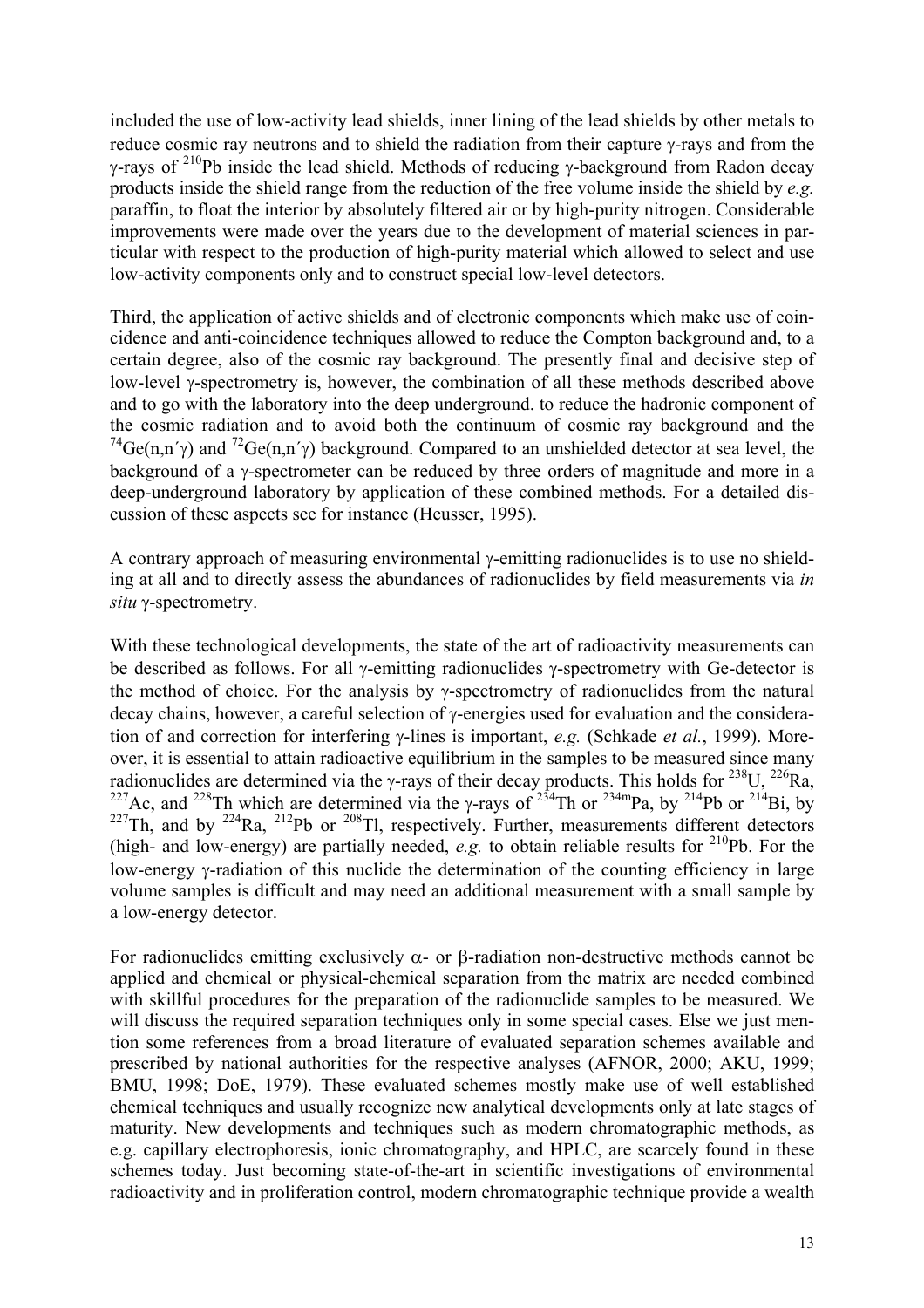included the use of low-activity lead shields, inner lining of the lead shields by other metals to reduce cosmic ray neutrons and to shield the radiation from their capture γ-rays and from the γ-rays of $^{210}$Pb inside the lead shield. Methods of reducing γ-background from Radon decay products inside the shield range from the reduction of the free volume inside the shield by *e.g.* paraffin, to float the interior by absolutely filtered air or by high-purity nitrogen. Considerable improvements were made over the years due to the development of material sciences in particular with respect to the production of high-purity material which allowed to select and use low-activity components only and to construct special low-level detectors.

Third, the application of active shields and of electronic components which make use of coincidence and anti-coincidence techniques allowed to reduce the Compton background and, to a certain degree, also of the cosmic ray background. The presently final and decisive step of low-level γ-spectrometry is, however, the combination of all these methods described above and to go with the laboratory into the deep underground. to reduce the hadronic component of the cosmic radiation and to avoid both the continuum of cosmic ray background and the $^{74}$Ge(n,n´γ) and $^{72}$Ge(n,n´γ) background. Compared to an unshielded detector at sea level, the background of a γ-spectrometer can be reduced by three orders of magnitude and more in a deep-underground laboratory by application of these combined methods. For a detailed discussion of these aspects see for instance (Heusser, 1995).

A contrary approach of measuring environmental γ-emitting radionuclides is to use no shielding at all and to directly assess the abundances of radionuclides by field measurements via *in situ* γ-spectrometry.

With these technological developments, the state of the art of radioactivity measurements can be described as follows. For all γ-emitting radionuclides γ-spectrometry with Ge-detector is the method of choice. For the analysis by γ-spectrometry of radionuclides from the natural decay chains, however, a careful selection of γ-energies used for evaluation and the consideration of and correction for interfering γ-lines is important, *e.g.* (Schkade *et al.*, 1999). Moreover, it is essential to attain radioactive equilibrium in the samples to be measured since many radionuclides are determined via the γ-rays of their decay products. This holds for $^{238}$U, $^{226}$Ra, $^{227}$Ac, and $^{228}$Th which are determined via the γ-rays of $^{234}$Th or $^{234m}$Pa, by $^{214}$Pb or $^{214}$Bi, by $^{227}$Th, and by $^{224}$Ra, $^{212}$Pb or $^{208}$Tl, respectively. Further, measurements different detectors (high- and low-energy) are partially needed, *e.g.* to obtain reliable results for $^{210}$Pb. For the low-energy γ-radiation of this nuclide the determination of the counting efficiency in large volume samples is difficult and may need an additional measurement with a small sample by a low-energy detector.

For radionuclides emitting exclusively α- or β-radiation non-destructive methods cannot be applied and chemical or physical-chemical separation from the matrix are needed combined with skillful procedures for the preparation of the radionuclide samples to be measured. We will discuss the required separation techniques only in some special cases. Else we just mention some references from a broad literature of evaluated separation schemes available and prescribed by national authorities for the respective analyses (AFNOR, 2000; AKU, 1999; BMU, 1998; DoE, 1979). These evaluated schemes mostly make use of well established chemical techniques and usually recognize new analytical developments only at late stages of maturity. New developments and techniques such as modern chromatographic methods, as e.g. capillary electrophoresis, ionic chromatography, and HPLC, are scarcely found in these schemes today. Just becoming state-of-the-art in scientific investigations of environmental radioactivity and in proliferation control, modern chromatographic technique provide a wealth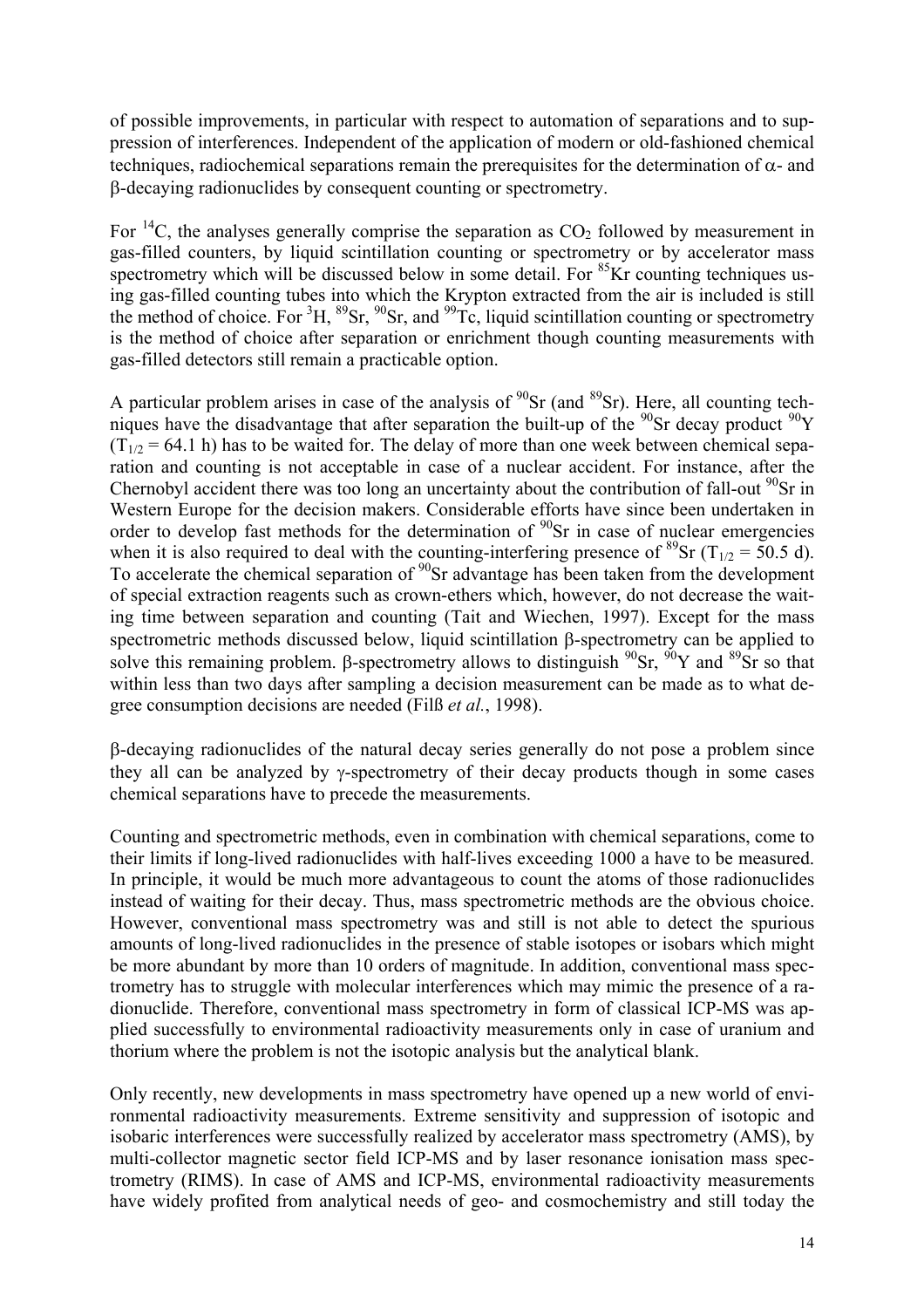of possible improvements, in particular with respect to automation of separations and to suppression of interferences. Independent of the application of modern or old-fashioned chemical techniques, radiochemical separations remain the prerequisites for the determination of $\alpha$- and $\beta$-decaying radionuclides by consequent counting or spectrometry.

For $^{14}C$, the analyses generally comprise the separation as $CO_2$ followed by measurement in gas-filled counters, by liquid scintillation counting or spectrometry or by accelerator mass spectrometry which will be discussed below in some detail. For $^{85}Kr$ counting techniques using gas-filled counting tubes into which the Krypton extracted from the air is included is still the method of choice. For $^{3}H$, $^{89}Sr$, $^{90}Sr$, and $^{99}Tc$, liquid scintillation counting or spectrometry is the method of choice after separation or enrichment though counting measurements with gas-filled detectors still remain a practicable option.

A particular problem arises in case of the analysis of $^{90}Sr$ (and $^{89}Sr$). Here, all counting techniques have the disadvantage that after separation the built-up of the $^{90}Sr$ decay product $^{90}Y$ ($T_{1/2}$ = 64.1 h) has to be waited for. The delay of more than one week between chemical separation and counting is not acceptable in case of a nuclear accident. For instance, after the Chernobyl accident there was too long an uncertainty about the contribution of fall-out $^{90}Sr$ in Western Europe for the decision makers. Considerable efforts have since been undertaken in order to develop fast methods for the determination of $^{90}Sr$ in case of nuclear emergencies when it is also required to deal with the counting-interfering presence of $^{89}Sr$ ($T_{1/2}$ = 50.5 d). To accelerate the chemical separation of $^{90}Sr$ advantage has been taken from the development of special extraction reagents such as crown-ethers which, however, do not decrease the waiting time between separation and counting (Tait and Wiechen, 1997). Except for the mass spectrometric methods discussed below, liquid scintillation $\beta$-spectrometry can be applied to solve this remaining problem. $\beta$-spectrometry allows to distinguish $^{90}Sr$, $^{90}Y$ and $^{89}Sr$ so that within less than two days after sampling a decision measurement can be made as to what degree consumption decisions are needed (Filß *et al.*, 1998).

$\beta$-decaying radionuclides of the natural decay series generally do not pose a problem since they all can be analyzed by $\gamma$-spectrometry of their decay products though in some cases chemical separations have to precede the measurements.

Counting and spectrometric methods, even in combination with chemical separations, come to their limits if long-lived radionuclides with half-lives exceeding 1000 a have to be measured. In principle, it would be much more advantageous to count the atoms of those radionuclides instead of waiting for their decay. Thus, mass spectrometric methods are the obvious choice. However, conventional mass spectrometry was and still is not able to detect the spurious amounts of long-lived radionuclides in the presence of stable isotopes or isobars which might be more abundant by more than 10 orders of magnitude. In addition, conventional mass spectrometry has to struggle with molecular interferences which may mimic the presence of a radionuclide. Therefore, conventional mass spectrometry in form of classical ICP-MS was applied successfully to environmental radioactivity measurements only in case of uranium and thorium where the problem is not the isotopic analysis but the analytical blank.

Only recently, new developments in mass spectrometry have opened up a new world of environmental radioactivity measurements. Extreme sensitivity and suppression of isotopic and isobaric interferences were successfully realized by accelerator mass spectrometry (AMS), by multi-collector magnetic sector field ICP-MS and by laser resonance ionisation mass spectrometry (RIMS). In case of AMS and ICP-MS, environmental radioactivity measurements have widely profited from analytical needs of geo- and cosmochemistry and still today the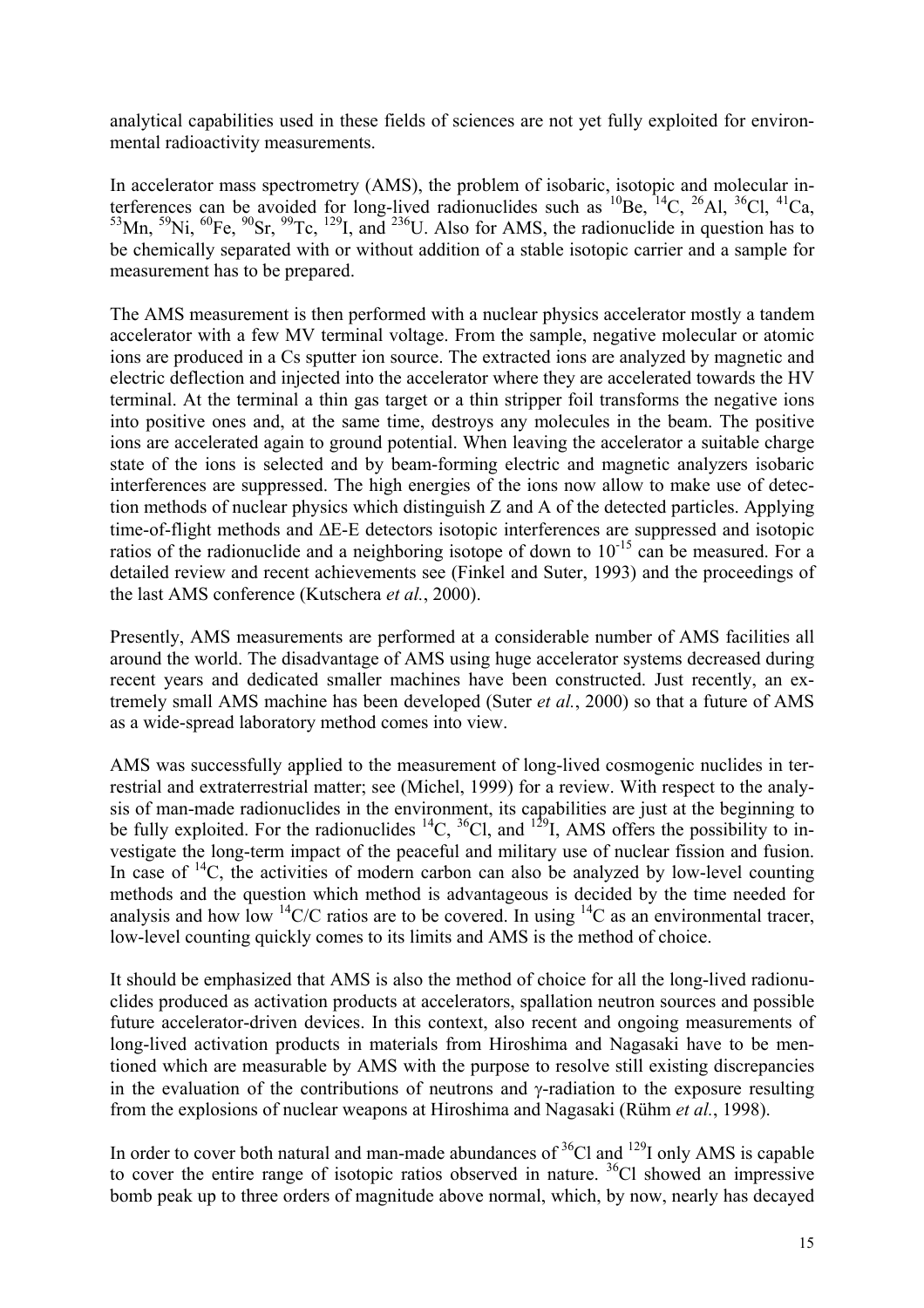analytical capabilities used in these fields of sciences are not yet fully exploited for environmental radioactivity measurements.

In accelerator mass spectrometry (AMS), the problem of isobaric, isotopic and molecular interferences can be avoided for long-lived radionuclides such as $^{10}$Be, $^{14}$C, $^{26}$Al, $^{36}$Cl, $^{41}$Ca, $^{53}$Mn, $^{59}$Ni, $^{60}$Fe, $^{90}$Sr, $^{99}$Tc, $^{129}$I, and $^{236}$U. Also for AMS, the radionuclide in question has to be chemically separated with or without addition of a stable isotopic carrier and a sample for measurement has to be prepared.

The AMS measurement is then performed with a nuclear physics accelerator mostly a tandem accelerator with a few MV terminal voltage. From the sample, negative molecular or atomic ions are produced in a Cs sputter ion source. The extracted ions are analyzed by magnetic and electric deflection and injected into the accelerator where they are accelerated towards the HV terminal. At the terminal a thin gas target or a thin stripper foil transforms the negative ions into positive ones and, at the same time, destroys any molecules in the beam. The positive ions are accelerated again to ground potential. When leaving the accelerator a suitable charge state of the ions is selected and by beam-forming electric and magnetic analyzers isobaric interferences are suppressed. The high energies of the ions now allow to make use of detection methods of nuclear physics which distinguish Z and A of the detected particles. Applying time-of-flight methods and $\Delta$E-E detectors isotopic interferences are suppressed and isotopic ratios of the radionuclide and a neighboring isotope of down to $10^{-15}$ can be measured. For a detailed review and recent achievements see (Finkel and Suter, 1993) and the proceedings of the last AMS conference (Kutschera *et al.*, 2000).

Presently, AMS measurements are performed at a considerable number of AMS facilities all around the world. The disadvantage of AMS using huge accelerator systems decreased during recent years and dedicated smaller machines have been constructed. Just recently, an extremely small AMS machine has been developed (Suter *et al.*, 2000) so that a future of AMS as a wide-spread laboratory method comes into view.

AMS was successfully applied to the measurement of long-lived cosmogenic nuclides in terrestrial and extraterrestrial matter; see (Michel, 1999) for a review. With respect to the analysis of man-made radionuclides in the environment, its capabilities are just at the beginning to be fully exploited. For the radionuclides $^{14}$C, $^{36}$Cl, and $^{129}$I, AMS offers the possibility to investigate the long-term impact of the peaceful and military use of nuclear fission and fusion. In case of $^{14}$C, the activities of modern carbon can also be analyzed by low-level counting methods and the question which method is advantageous is decided by the time needed for analysis and how low $^{14}$C/C ratios are to be covered. In using $^{14}$C as an environmental tracer, low-level counting quickly comes to its limits and AMS is the method of choice.

It should be emphasized that AMS is also the method of choice for all the long-lived radionuclides produced as activation products at accelerators, spallation neutron sources and possible future accelerator-driven devices. In this context, also recent and ongoing measurements of long-lived activation products in materials from Hiroshima and Nagasaki have to be mentioned which are measurable by AMS with the purpose to resolve still existing discrepancies in the evaluation of the contributions of neutrons and $\gamma$-radiation to the exposure resulting from the explosions of nuclear weapons at Hiroshima and Nagasaki (Rühm *et al.*, 1998).

In order to cover both natural and man-made abundances of $^{36}$Cl and $^{129}$I only AMS is capable to cover the entire range of isotopic ratios observed in nature. $^{36}$Cl showed an impressive bomb peak up to three orders of magnitude above normal, which, by now, nearly has decayed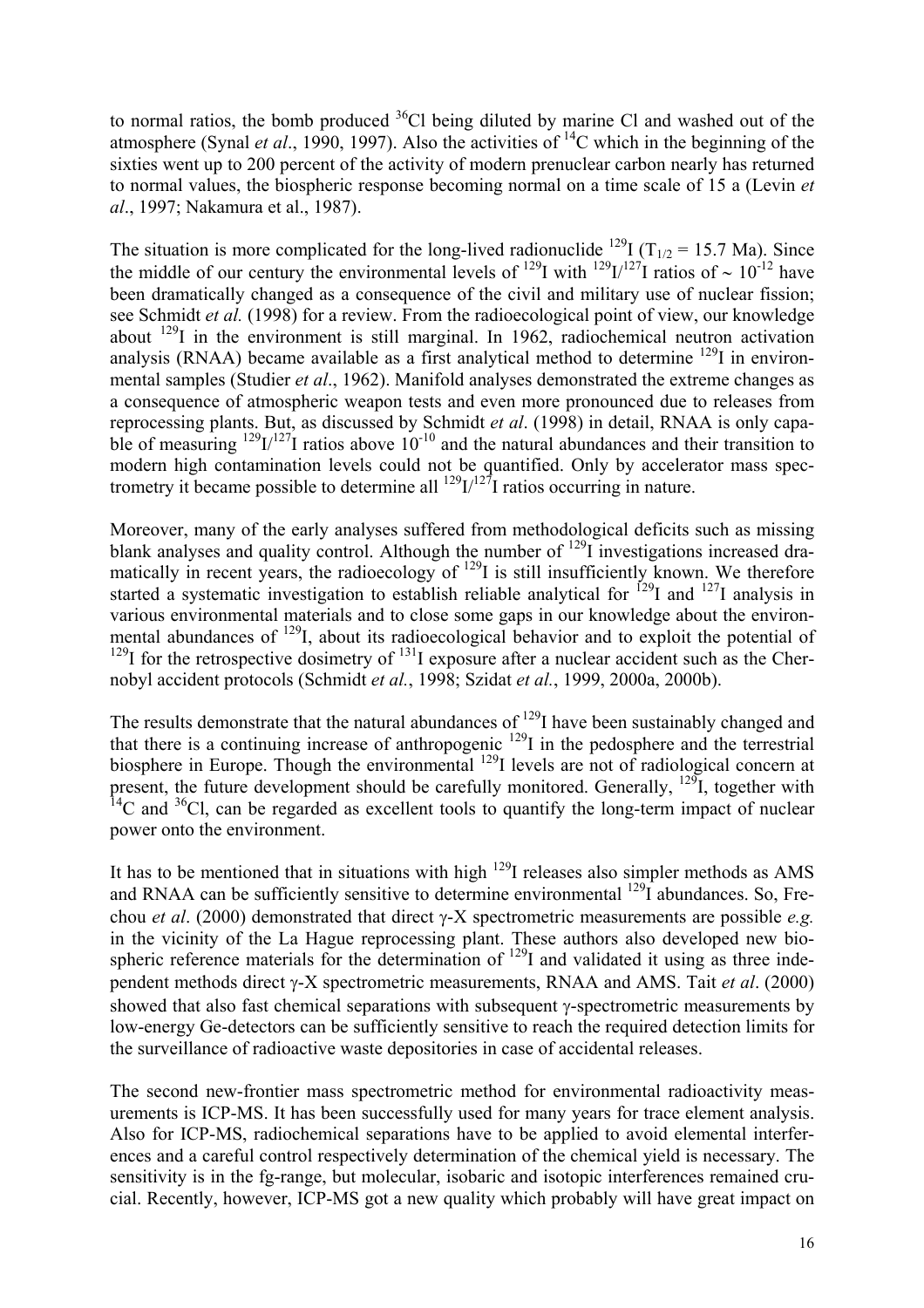to normal ratios, the bomb produced $^{36}Cl$ being diluted by marine Cl and washed out of the atmosphere (Synal *et al*., 1990, 1997). Also the activities of $^{14}C$ which in the beginning of the sixties went up to 200 percent of the activity of modern prenuclear carbon nearly has returned to normal values, the biospheric response becoming normal on a time scale of 15 a (Levin *et al*., 1997; Nakamura et al., 1987).

The situation is more complicated for the long-lived radionuclide $^{129}I$ ($T_{1/2}$ = 15.7 Ma). Since the middle of our century the environmental levels of $^{129}I$ with $^{129}I/^{127}I$ ratios of $\sim 10^{-12}$ have been dramatically changed as a consequence of the civil and military use of nuclear fission; see Schmidt *et al.* (1998) for a review. From the radioecological point of view, our knowledge about $^{129}I$ in the environment is still marginal. In 1962, radiochemical neutron activation analysis (RNAA) became available as a first analytical method to determine $^{129}I$ in environmental samples (Studier *et al*., 1962). Manifold analyses demonstrated the extreme changes as a consequence of atmospheric weapon tests and even more pronounced due to releases from reprocessing plants. But, as discussed by Schmidt *et al*. (1998) in detail, RNAA is only capable of measuring $^{129}I/^{127}I$ ratios above $10^{-10}$ and the natural abundances and their transition to modern high contamination levels could not be quantified. Only by accelerator mass spectrometry it became possible to determine all $^{129}I/^{127}I$ ratios occurring in nature.

Moreover, many of the early analyses suffered from methodological deficits such as missing blank analyses and quality control. Although the number of $^{129}I$ investigations increased dramatically in recent years, the radioecology of $^{129}I$ is still insufficiently known. We therefore started a systematic investigation to establish reliable analytical for $^{129}I$ and $^{127}I$ analysis in various environmental materials and to close some gaps in our knowledge about the environmental abundances of $^{129}I$, about its radioecological behavior and to exploit the potential of $^{129}I$ for the retrospective dosimetry of $^{131}I$ exposure after a nuclear accident such as the Chernobyl accident protocols (Schmidt *et al.*, 1998; Szidat *et al.*, 1999, 2000a, 2000b).

The results demonstrate that the natural abundances of $^{129}I$ have been sustainably changed and that there is a continuing increase of anthropogenic $^{129}I$ in the pedosphere and the terrestrial biosphere in Europe. Though the environmental $^{129}I$ levels are not of radiological concern at present, the future development should be carefully monitored. Generally, $^{129}I$, together with $^{14}C$ and $^{36}Cl$, can be regarded as excellent tools to quantify the long-term impact of nuclear power onto the environment.

It has to be mentioned that in situations with high $^{129}I$ releases also simpler methods as AMS and RNAA can be sufficiently sensitive to determine environmental $^{129}I$ abundances. So, Frechou *et al*. (2000) demonstrated that direct γ-X spectrometric measurements are possible *e.g.* in the vicinity of the La Hague reprocessing plant. These authors also developed new biospheric reference materials for the determination of $^{129}I$ and validated it using as three independent methods direct γ-X spectrometric measurements, RNAA and AMS. Tait *et al*. (2000) showed that also fast chemical separations with subsequent γ-spectrometric measurements by low-energy Ge-detectors can be sufficiently sensitive to reach the required detection limits for the surveillance of radioactive waste depositories in case of accidental releases.

The second new-frontier mass spectrometric method for environmental radioactivity measurements is ICP-MS. It has been successfully used for many years for trace element analysis. Also for ICP-MS, radiochemical separations have to be applied to avoid elemental interferences and a careful control respectively determination of the chemical yield is necessary. The sensitivity is in the fg-range, but molecular, isobaric and isotopic interferences remained crucial. Recently, however, ICP-MS got a new quality which probably will have great impact on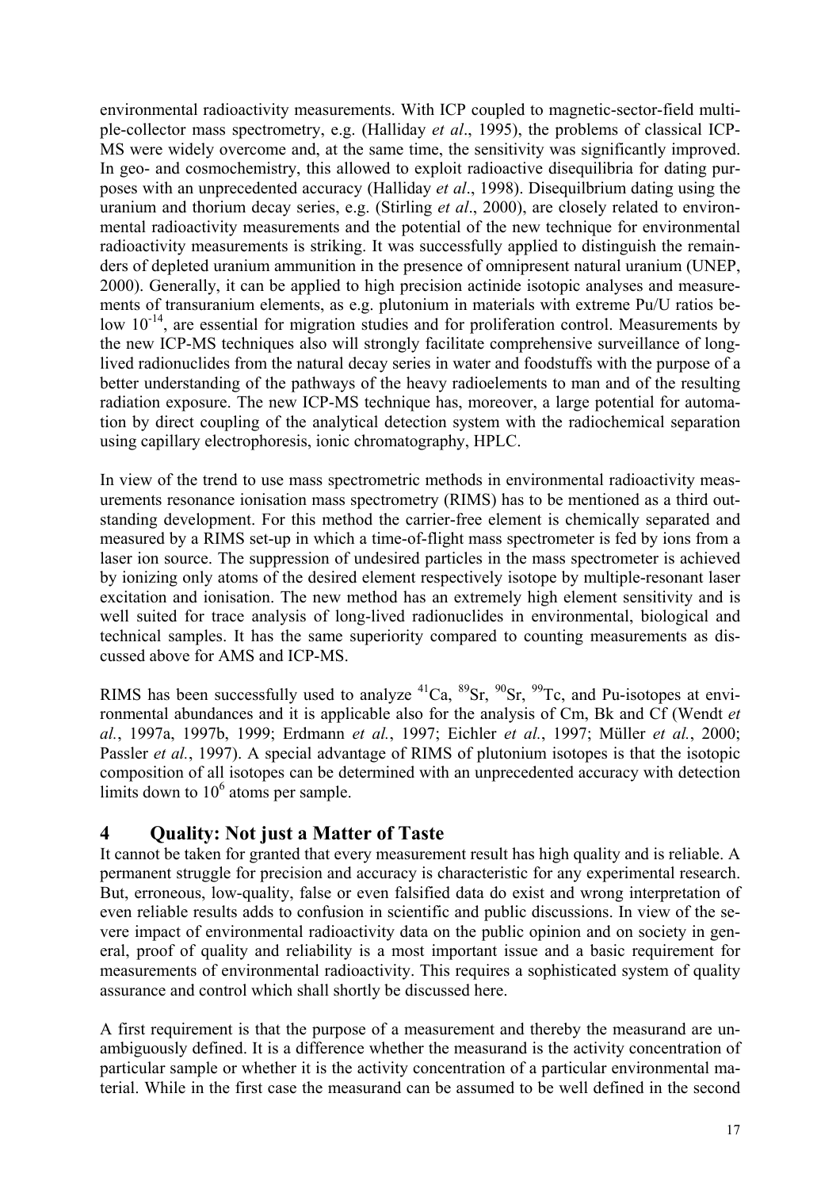environmental radioactivity measurements. With ICP coupled to magnetic-sector-field multiple-collector mass spectrometry, e.g. (Halliday *et al*., 1995), the problems of classical ICP-MS were widely overcome and, at the same time, the sensitivity was significantly improved. In geo- and cosmochemistry, this allowed to exploit radioactive disequilibria for dating purposes with an unprecedented accuracy (Halliday *et al*., 1998). Disequilbrium dating using the uranium and thorium decay series, e.g. (Stirling *et al*., 2000), are closely related to environmental radioactivity measurements and the potential of the new technique for environmental radioactivity measurements is striking. It was successfully applied to distinguish the remainders of depleted uranium ammunition in the presence of omnipresent natural uranium (UNEP, 2000). Generally, it can be applied to high precision actinide isotopic analyses and measurements of transuranium elements, as e.g. plutonium in materials with extreme Pu/U ratios below $10^{-14}$, are essential for migration studies and for proliferation control. Measurements by the new ICP-MS techniques also will strongly facilitate comprehensive surveillance of long-lived radionuclides from the natural decay series in water and foodstuffs with the purpose of a better understanding of the pathways of the heavy radioelements to man and of the resulting radiation exposure. The new ICP-MS technique has, moreover, a large potential for automation by direct coupling of the analytical detection system with the radiochemical separation using capillary electrophoresis, ionic chromatography, HPLC.

In view of the trend to use mass spectrometric methods in environmental radioactivity measurements resonance ionisation mass spectrometry (RIMS) has to be mentioned as a third outstanding development. For this method the carrier-free element is chemically separated and measured by a RIMS set-up in which a time-of-flight mass spectrometer is fed by ions from a laser ion source. The suppression of undesired particles in the mass spectrometer is achieved by ionizing only atoms of the desired element respectively isotope by multiple-resonant laser excitation and ionisation. The new method has an extremely high element sensitivity and is well suited for trace analysis of long-lived radionuclides in environmental, biological and technical samples. It has the same superiority compared to counting measurements as discussed above for AMS and ICP-MS.

RIMS has been successfully used to analyze $^{41}$Ca, $^{89}$Sr, $^{90}$Sr, $^{99}$Tc, and Pu-isotopes at environmental abundances and it is applicable also for the analysis of Cm, Bk and Cf (Wendt *et al.*, 1997a, 1997b, 1999; Erdmann *et al.*, 1997; Eichler *et al.*, 1997; Müller *et al.*, 2000; Passler *et al.*, 1997). A special advantage of RIMS of plutonium isotopes is that the isotopic composition of all isotopes can be determined with an unprecedented accuracy with detection limits down to $10^6$ atoms per sample.

## 4 Quality: Not just a Matter of Taste

It cannot be taken for granted that every measurement result has high quality and is reliable. A permanent struggle for precision and accuracy is characteristic for any experimental research. But, erroneous, low-quality, false or even falsified data do exist and wrong interpretation of even reliable results adds to confusion in scientific and public discussions. In view of the severe impact of environmental radioactivity data on the public opinion and on society in general, proof of quality and reliability is a most important issue and a basic requirement for measurements of environmental radioactivity. This requires a sophisticated system of quality assurance and control which shall shortly be discussed here.

A first requirement is that the purpose of a measurement and thereby the measurand are unambiguously defined. It is a difference whether the measurand is the activity concentration of particular sample or whether it is the activity concentration of a particular environmental material. While in the first case the measurand can be assumed to be well defined in the second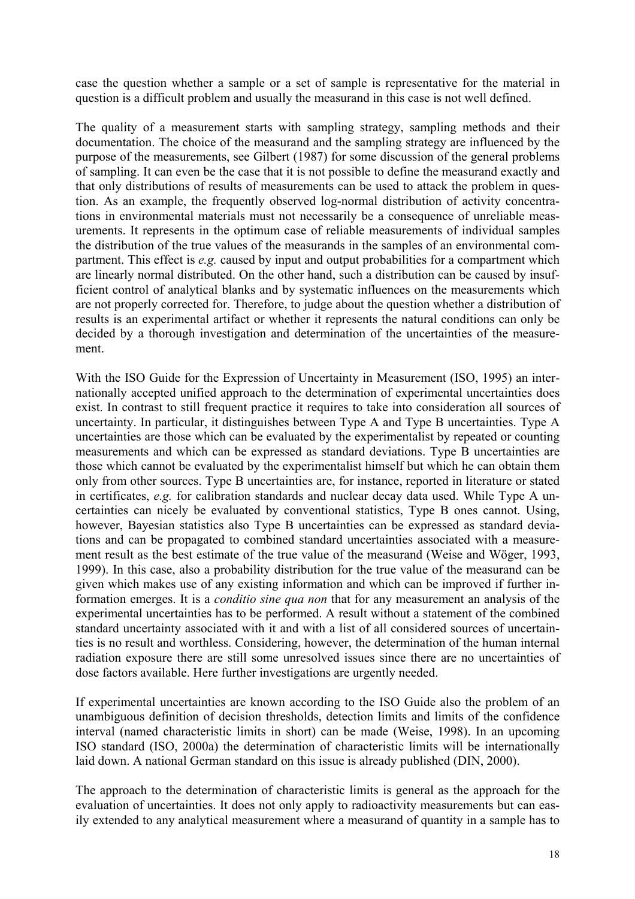case the question whether a sample or a set of sample is representative for the material in question is a difficult problem and usually the measurand in this case is not well defined.

The quality of a measurement starts with sampling strategy, sampling methods and their documentation. The choice of the measurand and the sampling strategy are influenced by the purpose of the measurements, see Gilbert (1987) for some discussion of the general problems of sampling. It can even be the case that it is not possible to define the measurand exactly and that only distributions of results of measurements can be used to attack the problem in question. As an example, the frequently observed log-normal distribution of activity concentrations in environmental materials must not necessarily be a consequence of unreliable measurements. It represents in the optimum case of reliable measurements of individual samples the distribution of the true values of the measurands in the samples of an environmental compartment. This effect is *e.g.* caused by input and output probabilities for a compartment which are linearly normal distributed. On the other hand, such a distribution can be caused by insufficient control of analytical blanks and by systematic influences on the measurements which are not properly corrected for. Therefore, to judge about the question whether a distribution of results is an experimental artifact or whether it represents the natural conditions can only be decided by a thorough investigation and determination of the uncertainties of the measurement.

With the ISO Guide for the Expression of Uncertainty in Measurement (ISO, 1995) an internationally accepted unified approach to the determination of experimental uncertainties does exist. In contrast to still frequent practice it requires to take into consideration all sources of uncertainty. In particular, it distinguishes between Type A and Type B uncertainties. Type A uncertainties are those which can be evaluated by the experimentalist by repeated or counting measurements and which can be expressed as standard deviations. Type B uncertainties are those which cannot be evaluated by the experimentalist himself but which he can obtain them only from other sources. Type B uncertainties are, for instance, reported in literature or stated in certificates, *e.g.* for calibration standards and nuclear decay data used. While Type A uncertainties can nicely be evaluated by conventional statistics, Type B ones cannot. Using, however, Bayesian statistics also Type B uncertainties can be expressed as standard deviations and can be propagated to combined standard uncertainties associated with a measurement result as the best estimate of the true value of the measurand (Weise and Wöger, 1993, 1999). In this case, also a probability distribution for the true value of the measurand can be given which makes use of any existing information and which can be improved if further information emerges. It is a *conditio sine qua non* that for any measurement an analysis of the experimental uncertainties has to be performed. A result without a statement of the combined standard uncertainty associated with it and with a list of all considered sources of uncertainties is no result and worthless. Considering, however, the determination of the human internal radiation exposure there are still some unresolved issues since there are no uncertainties of dose factors available. Here further investigations are urgently needed.

If experimental uncertainties are known according to the ISO Guide also the problem of an unambiguous definition of decision thresholds, detection limits and limits of the confidence interval (named characteristic limits in short) can be made (Weise, 1998). In an upcoming ISO standard (ISO, 2000a) the determination of characteristic limits will be internationally laid down. A national German standard on this issue is already published (DIN, 2000).

The approach to the determination of characteristic limits is general as the approach for the evaluation of uncertainties. It does not only apply to radioactivity measurements but can easily extended to any analytical measurement where a measurand of quantity in a sample has to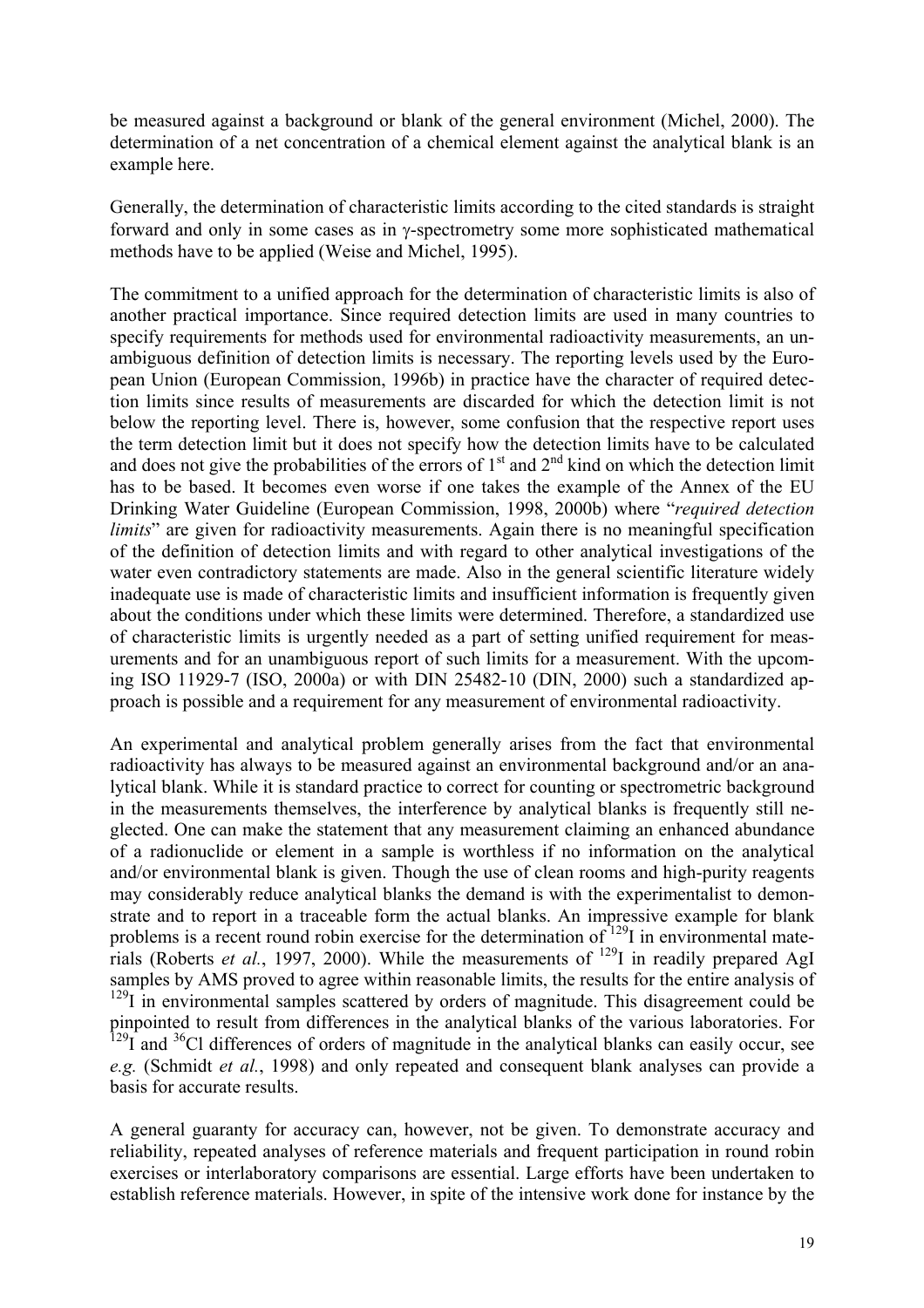be measured against a background or blank of the general environment (Michel, 2000). The determination of a net concentration of a chemical element against the analytical blank is an example here.

Generally, the determination of characteristic limits according to the cited standards is straight forward and only in some cases as in γ-spectrometry some more sophisticated mathematical methods have to be applied (Weise and Michel, 1995).

The commitment to a unified approach for the determination of characteristic limits is also of another practical importance. Since required detection limits are used in many countries to specify requirements for methods used for environmental radioactivity measurements, an unambiguous definition of detection limits is necessary. The reporting levels used by the European Union (European Commission, 1996b) in practice have the character of required detection limits since results of measurements are discarded for which the detection limit is not below the reporting level. There is, however, some confusion that the respective report uses the term detection limit but it does not specify how the detection limits have to be calculated and does not give the probabilities of the errors of 1st and 2nd kind on which the detection limit has to be based. It becomes even worse if one takes the example of the Annex of the EU Drinking Water Guideline (European Commission, 1998, 2000b) where "*required detection limits*" are given for radioactivity measurements. Again there is no meaningful specification of the definition of detection limits and with regard to other analytical investigations of the water even contradictory statements are made. Also in the general scientific literature widely inadequate use is made of characteristic limits and insufficient information is frequently given about the conditions under which these limits were determined. Therefore, a standardized use of characteristic limits is urgently needed as a part of setting unified requirement for measurements and for an unambiguous report of such limits for a measurement. With the upcoming ISO 11929-7 (ISO, 2000a) or with DIN 25482-10 (DIN, 2000) such a standardized approach is possible and a requirement for any measurement of environmental radioactivity.

An experimental and analytical problem generally arises from the fact that environmental radioactivity has always to be measured against an environmental background and/or an analytical blank. While it is standard practice to correct for counting or spectrometric background in the measurements themselves, the interference by analytical blanks is frequently still neglected. One can make the statement that any measurement claiming an enhanced abundance of a radionuclide or element in a sample is worthless if no information on the analytical and/or environmental blank is given. Though the use of clean rooms and high-purity reagents may considerably reduce analytical blanks the demand is with the experimentalist to demonstrate and to report in a traceable form the actual blanks. An impressive example for blank problems is a recent round robin exercise for the determination of $^{129}I$ in environmental materials (Roberts *et al.*, 1997, 2000). While the measurements of $^{129}I$ in readily prepared AgI samples by AMS proved to agree within reasonable limits, the results for the entire analysis of $^{129}I$ in environmental samples scattered by orders of magnitude. This disagreement could be pinpointed to result from differences in the analytical blanks of the various laboratories. For $^{129}I$ and $^{36}Cl$ differences of orders of magnitude in the analytical blanks can easily occur, see *e.g.* (Schmidt *et al.*, 1998) and only repeated and consequent blank analyses can provide a basis for accurate results.

A general guaranty for accuracy can, however, not be given. To demonstrate accuracy and reliability, repeated analyses of reference materials and frequent participation in round robin exercises or interlaboratory comparisons are essential. Large efforts have been undertaken to establish reference materials. However, in spite of the intensive work done for instance by the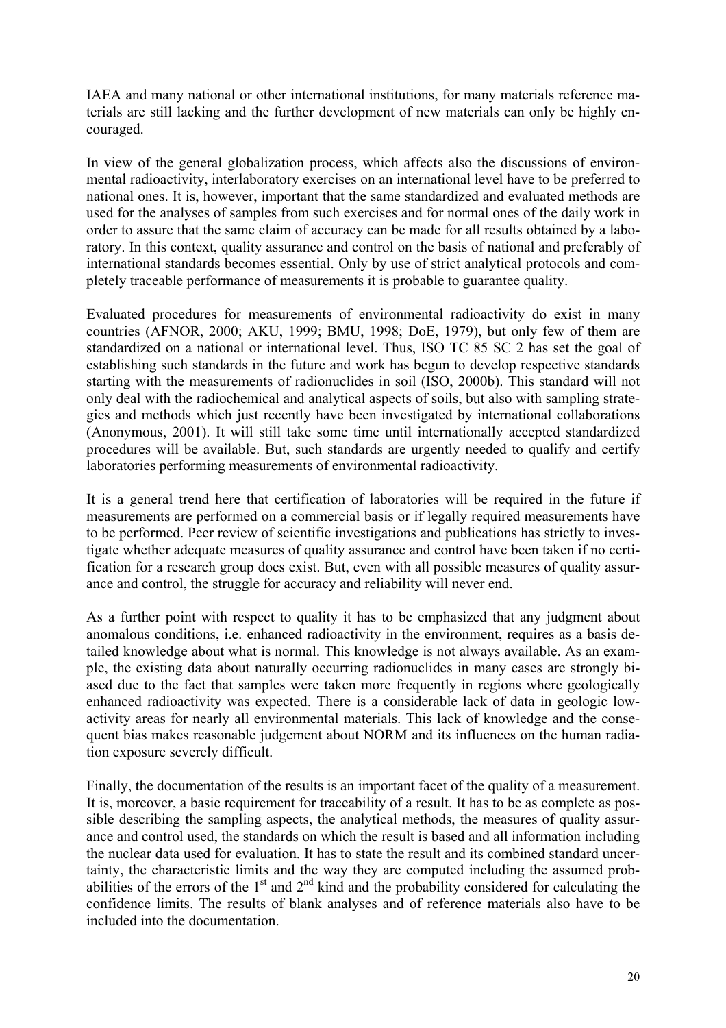IAEA and many national or other international institutions, for many materials reference materials are still lacking and the further development of new materials can only be highly encouraged.

In view of the general globalization process, which affects also the discussions of environmental radioactivity, interlaboratory exercises on an international level have to be preferred to national ones. It is, however, important that the same standardized and evaluated methods are used for the analyses of samples from such exercises and for normal ones of the daily work in order to assure that the same claim of accuracy can be made for all results obtained by a laboratory. In this context, quality assurance and control on the basis of national and preferably of international standards becomes essential. Only by use of strict analytical protocols and completely traceable performance of measurements it is probable to guarantee quality.

Evaluated procedures for measurements of environmental radioactivity do exist in many countries (AFNOR, 2000; AKU, 1999; BMU, 1998; DoE, 1979), but only few of them are standardized on a national or international level. Thus, ISO TC 85 SC 2 has set the goal of establishing such standards in the future and work has begun to develop respective standards starting with the measurements of radionuclides in soil (ISO, 2000b). This standard will not only deal with the radiochemical and analytical aspects of soils, but also with sampling strategies and methods which just recently have been investigated by international collaborations (Anonymous, 2001). It will still take some time until internationally accepted standardized procedures will be available. But, such standards are urgently needed to qualify and certify laboratories performing measurements of environmental radioactivity.

It is a general trend here that certification of laboratories will be required in the future if measurements are performed on a commercial basis or if legally required measurements have to be performed. Peer review of scientific investigations and publications has strictly to investigate whether adequate measures of quality assurance and control have been taken if no certification for a research group does exist. But, even with all possible measures of quality assurance and control, the struggle for accuracy and reliability will never end.

As a further point with respect to quality it has to be emphasized that any judgment about anomalous conditions, i.e. enhanced radioactivity in the environment, requires as a basis detailed knowledge about what is normal. This knowledge is not always available. As an example, the existing data about naturally occurring radionuclides in many cases are strongly biased due to the fact that samples were taken more frequently in regions where geologically enhanced radioactivity was expected. There is a considerable lack of data in geologic low-activity areas for nearly all environmental materials. This lack of knowledge and the consequent bias makes reasonable judgement about NORM and its influences on the human radiation exposure severely difficult.

Finally, the documentation of the results is an important facet of the quality of a measurement. It is, moreover, a basic requirement for traceability of a result. It has to be as complete as possible describing the sampling aspects, the analytical methods, the measures of quality assurance and control used, the standards on which the result is based and all information including the nuclear data used for evaluation. It has to state the result and its combined standard uncertainty, the characteristic limits and the way they are computed including the assumed probabilities of the errors of the 1st and 2nd kind and the probability considered for calculating the confidence limits. The results of blank analyses and of reference materials also have to be included into the documentation.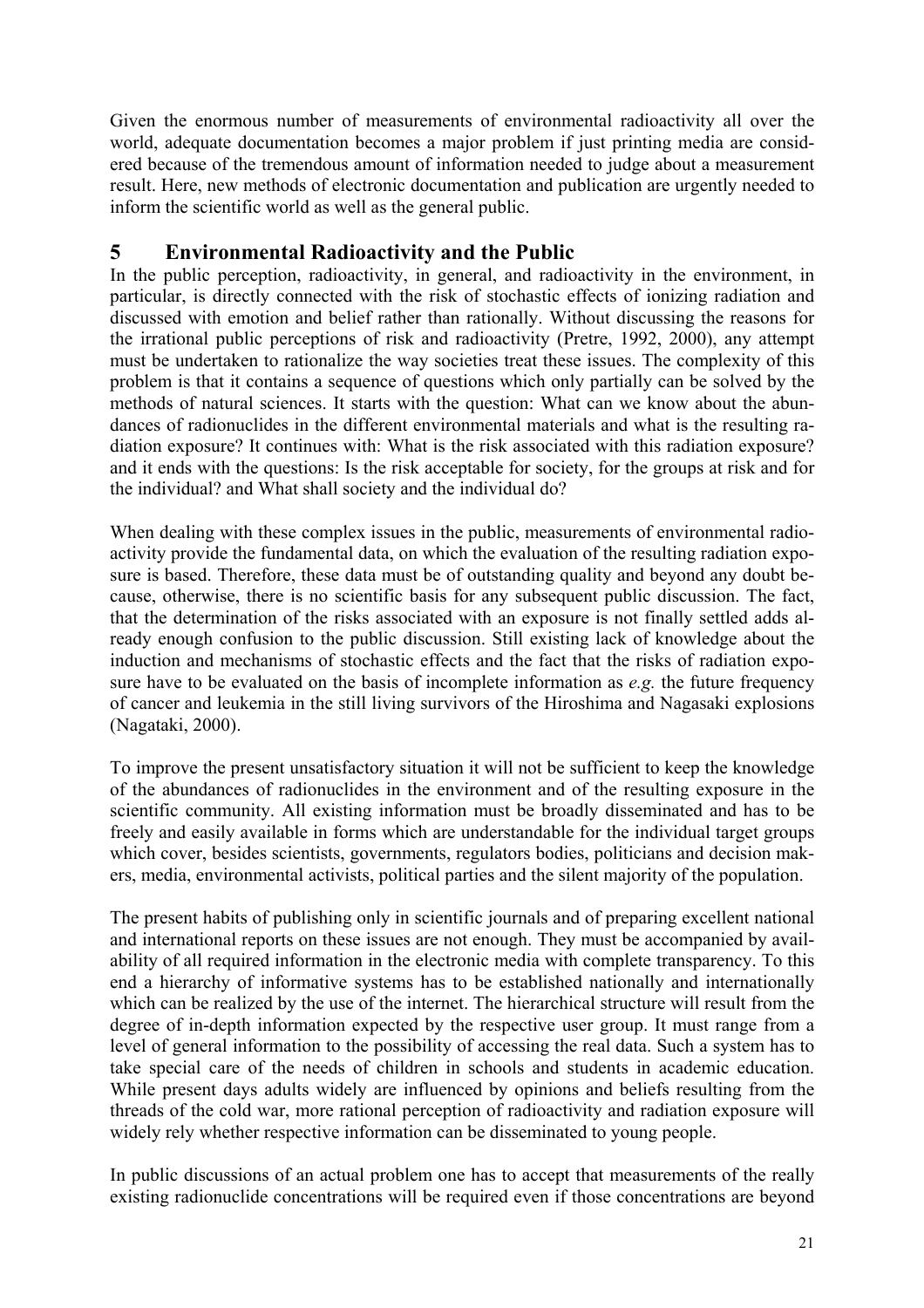Given the enormous number of measurements of environmental radioactivity all over the world, adequate documentation becomes a major problem if just printing media are considered because of the tremendous amount of information needed to judge about a measurement result. Here, new methods of electronic documentation and publication are urgently needed to inform the scientific world as well as the general public.

## 5 Environmental Radioactivity and the Public

In the public perception, radioactivity, in general, and radioactivity in the environment, in particular, is directly connected with the risk of stochastic effects of ionizing radiation and discussed with emotion and belief rather than rationally. Without discussing the reasons for the irrational public perceptions of risk and radioactivity (Pretre, 1992, 2000), any attempt must be undertaken to rationalize the way societies treat these issues. The complexity of this problem is that it contains a sequence of questions which only partially can be solved by the methods of natural sciences. It starts with the question: What can we know about the abundances of radionuclides in the different environmental materials and what is the resulting radiation exposure? It continues with: What is the risk associated with this radiation exposure? and it ends with the questions: Is the risk acceptable for society, for the groups at risk and for the individual? and What shall society and the individual do?

When dealing with these complex issues in the public, measurements of environmental radioactivity provide the fundamental data, on which the evaluation of the resulting radiation exposure is based. Therefore, these data must be of outstanding quality and beyond any doubt because, otherwise, there is no scientific basis for any subsequent public discussion. The fact, that the determination of the risks associated with an exposure is not finally settled adds already enough confusion to the public discussion. Still existing lack of knowledge about the induction and mechanisms of stochastic effects and the fact that the risks of radiation exposure have to be evaluated on the basis of incomplete information as *e.g.* the future frequency of cancer and leukemia in the still living survivors of the Hiroshima and Nagasaki explosions (Nagataki, 2000).

To improve the present unsatisfactory situation it will not be sufficient to keep the knowledge of the abundances of radionuclides in the environment and of the resulting exposure in the scientific community. All existing information must be broadly disseminated and has to be freely and easily available in forms which are understandable for the individual target groups which cover, besides scientists, governments, regulators bodies, politicians and decision makers, media, environmental activists, political parties and the silent majority of the population.

The present habits of publishing only in scientific journals and of preparing excellent national and international reports on these issues are not enough. They must be accompanied by availability of all required information in the electronic media with complete transparency. To this end a hierarchy of informative systems has to be established nationally and internationally which can be realized by the use of the internet. The hierarchical structure will result from the degree of in-depth information expected by the respective user group. It must range from a level of general information to the possibility of accessing the real data. Such a system has to take special care of the needs of children in schools and students in academic education. While present days adults widely are influenced by opinions and beliefs resulting from the threads of the cold war, more rational perception of radioactivity and radiation exposure will widely rely whether respective information can be disseminated to young people.

In public discussions of an actual problem one has to accept that measurements of the really existing radionuclide concentrations will be required even if those concentrations are beyond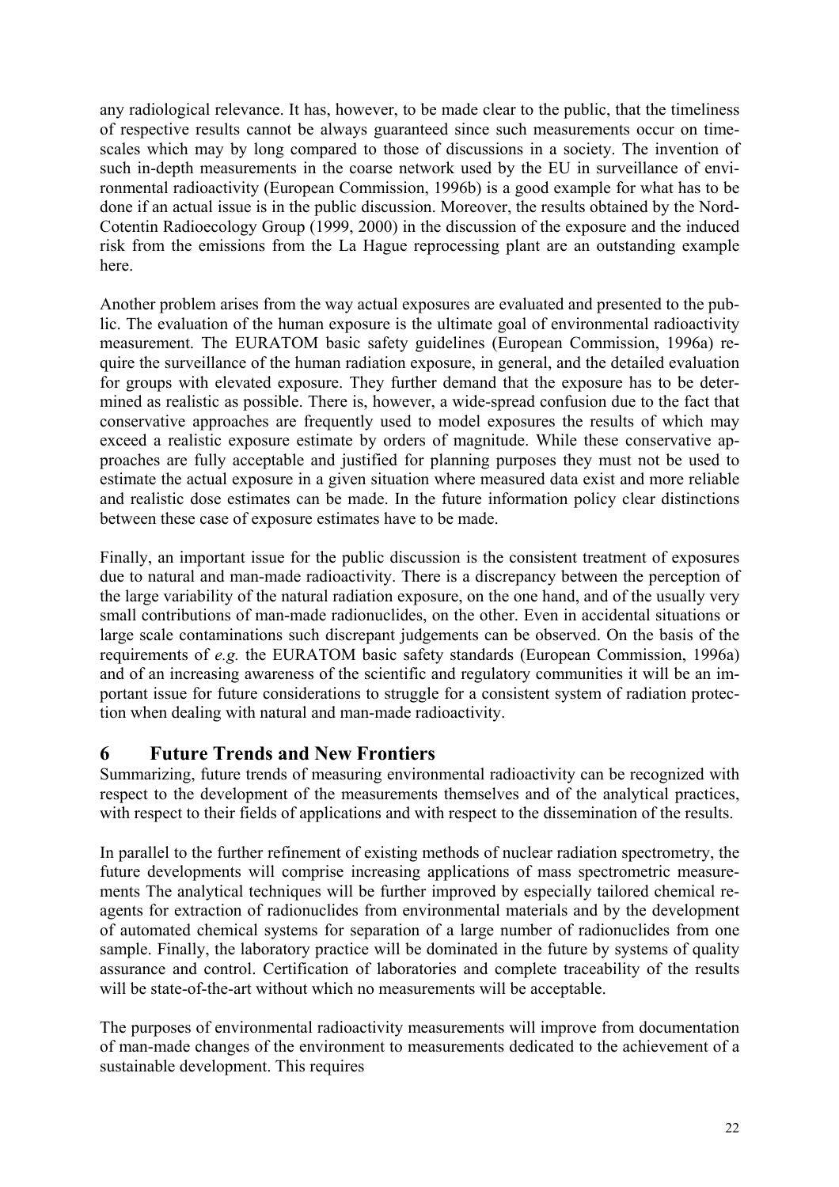any radiological relevance. It has, however, to be made clear to the public, that the timeliness of respective results cannot be always guaranteed since such measurements occur on time-scales which may by long compared to those of discussions in a society. The invention of such in-depth measurements in the coarse network used by the EU in surveillance of environmental radioactivity (European Commission, 1996b) is a good example for what has to be done if an actual issue is in the public discussion. Moreover, the results obtained by the Nord-Cotentin Radioecology Group (1999, 2000) in the discussion of the exposure and the induced risk from the emissions from the La Hague reprocessing plant are an outstanding example here.

Another problem arises from the way actual exposures are evaluated and presented to the public. The evaluation of the human exposure is the ultimate goal of environmental radioactivity measurement. The EURATOM basic safety guidelines (European Commission, 1996a) require the surveillance of the human radiation exposure, in general, and the detailed evaluation for groups with elevated exposure. They further demand that the exposure has to be determined as realistic as possible. There is, however, a wide-spread confusion due to the fact that conservative approaches are frequently used to model exposures the results of which may exceed a realistic exposure estimate by orders of magnitude. While these conservative approaches are fully acceptable and justified for planning purposes they must not be used to estimate the actual exposure in a given situation where measured data exist and more reliable and realistic dose estimates can be made. In the future information policy clear distinctions between these case of exposure estimates have to be made.

Finally, an important issue for the public discussion is the consistent treatment of exposures due to natural and man-made radioactivity. There is a discrepancy between the perception of the large variability of the natural radiation exposure, on the one hand, and of the usually very small contributions of man-made radionuclides, on the other. Even in accidental situations or large scale contaminations such discrepant judgements can be observed. On the basis of the requirements of *e.g.* the EURATOM basic safety standards (European Commission, 1996a) and of an increasing awareness of the scientific and regulatory communities it will be an important issue for future considerations to struggle for a consistent system of radiation protection when dealing with natural and man-made radioactivity.

# 6 Future Trends and New Frontiers

Summarizing, future trends of measuring environmental radioactivity can be recognized with respect to the development of the measurements themselves and of the analytical practices, with respect to their fields of applications and with respect to the dissemination of the results.

In parallel to the further refinement of existing methods of nuclear radiation spectrometry, the future developments will comprise increasing applications of mass spectrometric measurements The analytical techniques will be further improved by especially tailored chemical reagents for extraction of radionuclides from environmental materials and by the development of automated chemical systems for separation of a large number of radionuclides from one sample. Finally, the laboratory practice will be dominated in the future by systems of quality assurance and control. Certification of laboratories and complete traceability of the results will be state-of-the-art without which no measurements will be acceptable.

The purposes of environmental radioactivity measurements will improve from documentation of man-made changes of the environment to measurements dedicated to the achievement of a sustainable development. This requires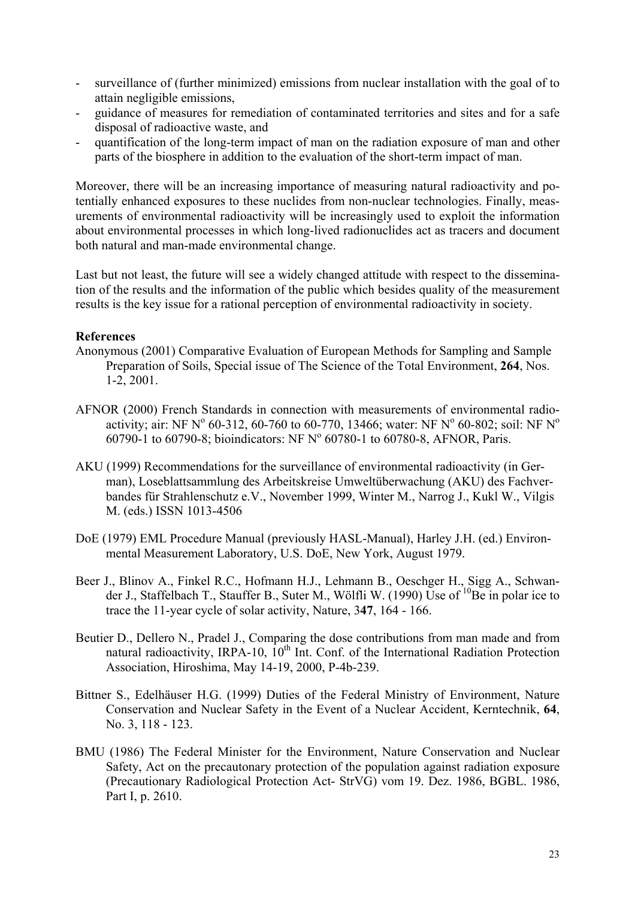- surveillance of (further minimized) emissions from nuclear installation with the goal of to attain negligible emissions,
- guidance of measures for remediation of contaminated territories and sites and for a safe disposal of radioactive waste, and
- quantification of the long-term impact of man on the radiation exposure of man and other parts of the biosphere in addition to the evaluation of the short-term impact of man.

Moreover, there will be an increasing importance of measuring natural radioactivity and potentially enhanced exposures to these nuclides from non-nuclear technologies. Finally, measurements of environmental radioactivity will be increasingly used to exploit the information about environmental processes in which long-lived radionuclides act as tracers and document both natural and man-made environmental change.

Last but not least, the future will see a widely changed attitude with respect to the dissemination of the results and the information of the public which besides quality of the measurement results is the key issue for a rational perception of environmental radioactivity in society.

**References**

Anonymous (2001) Comparative Evaluation of European Methods for Sampling and Sample Preparation of Soils, Special issue of The Science of the Total Environment, **264**, Nos. 1-2, 2001.

AFNOR (2000) French Standards in connection with measurements of environmental radioactivity; air: NF N° 60-312, 60-760 to 60-770, 13466; water: NF N° 60-802; soil: NF N° 60790-1 to 60790-8; bioindicators: NF N° 60780-1 to 60780-8, AFNOR, Paris.

AKU (1999) Recommendations for the surveillance of environmental radioactivity (in German), Loseblattsammlung des Arbeitskreise Umweltüberwachung (AKU) des Fachverbandes für Strahlenschutz e.V., November 1999, Winter M., Narrog J., Kukl W., Vilgis M. (eds.) ISSN 1013-4506

DoE (1979) EML Procedure Manual (previously HASL-Manual), Harley J.H. (ed.) Environmental Measurement Laboratory, U.S. DoE, New York, August 1979.

Beer J., Blinov A., Finkel R.C., Hofmann H.J., Lehmann B., Oeschger H., Sigg A., Schwander J., Staffelbach T., Stauffer B., Suter M., Wölfli W. (1990) Use of $^{10}$Be in polar ice to trace the 11-year cycle of solar activity, Nature, 3**47**, 164 - 166.

Beutier D., Dellero N., Pradel J., Comparing the dose contributions from man made and from natural radioactivity, IRPA-10, 10$^{th}$ Int. Conf. of the International Radiation Protection Association, Hiroshima, May 14-19, 2000, P-4b-239.

Bittner S., Edelhäuser H.G. (1999) Duties of the Federal Ministry of Environment, Nature Conservation and Nuclear Safety in the Event of a Nuclear Accident, Kerntechnik, **64**, No. 3, 118 - 123.

BMU (1986) The Federal Minister for the Environment, Nature Conservation and Nuclear Safety, Act on the precautonary protection of the population against radiation exposure (Precautionary Radiological Protection Act- StrVG) vom 19. Dez. 1986, BGBL. 1986, Part I, p. 2610.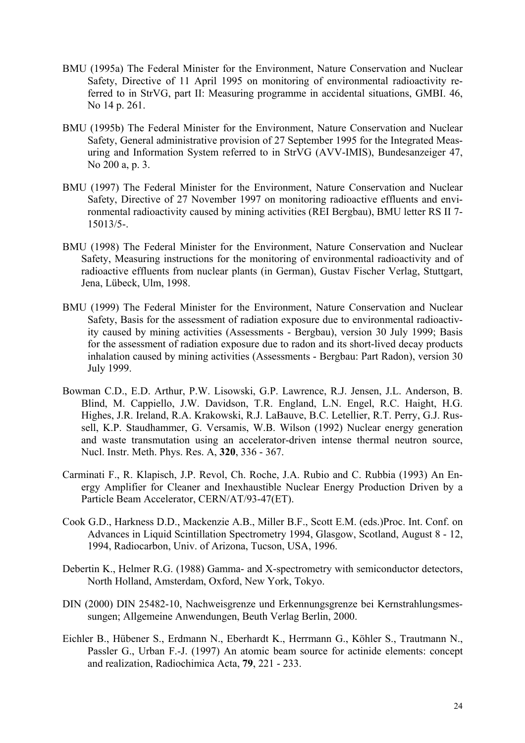BMU (1995a) The Federal Minister for the Environment, Nature Conservation and Nuclear Safety, Directive of 11 April 1995 on monitoring of environmental radioactivity referred to in StrVG, part II: Measuring programme in accidental situations, GMBI. 46, No 14 p. 261.

BMU (1995b) The Federal Minister for the Environment, Nature Conservation and Nuclear Safety, General administrative provision of 27 September 1995 for the Integrated Measuring and Information System referred to in StrVG (AVV-IMIS), Bundesanzeiger 47, No 200 a, p. 3.

BMU (1997) The Federal Minister for the Environment, Nature Conservation and Nuclear Safety, Directive of 27 November 1997 on monitoring radioactive effluents and environmental radioactivity caused by mining activities (REI Bergbau), BMU letter RS II 7-15013/5-.

BMU (1998) The Federal Minister for the Environment, Nature Conservation and Nuclear Safety, Measuring instructions for the monitoring of environmental radioactivity and of radioactive effluents from nuclear plants (in German), Gustav Fischer Verlag, Stuttgart, Jena, Lübeck, Ulm, 1998.

BMU (1999) The Federal Minister for the Environment, Nature Conservation and Nuclear Safety, Basis for the assessment of radiation exposure due to environmental radioactivity caused by mining activities (Assessments - Bergbau), version 30 July 1999; Basis for the assessment of radiation exposure due to radon and its short-lived decay products inhalation caused by mining activities (Assessments - Bergbau: Part Radon), version 30 July 1999.

Bowman C.D., E.D. Arthur, P.W. Lisowski, G.P. Lawrence, R.J. Jensen, J.L. Anderson, B. Blind, M. Cappiello, J.W. Davidson, T.R. England, L.N. Engel, R.C. Haight, H.G. Highes, J.R. Ireland, R.A. Krakowski, R.J. LaBauve, B.C. Letellier, R.T. Perry, G.J. Russell, K.P. Staudhammer, G. Versamis, W.B. Wilson (1992) Nuclear energy generation and waste transmutation using an accelerator-driven intense thermal neutron source, Nucl. Instr. Meth. Phys. Res. A, **320**, 336 - 367.

Carminati F., R. Klapisch, J.P. Revol, Ch. Roche, J.A. Rubio and C. Rubbia (1993) An Energy Amplifier for Cleaner and Inexhaustible Nuclear Energy Production Driven by a Particle Beam Accelerator, CERN/AT/93-47(ET).

Cook G.D., Harkness D.D., Mackenzie A.B., Miller B.F., Scott E.M. (eds.)Proc. Int. Conf. on Advances in Liquid Scintillation Spectrometry 1994, Glasgow, Scotland, August 8 - 12, 1994, Radiocarbon, Univ. of Arizona, Tucson, USA, 1996.

Debertin K., Helmer R.G. (1988) Gamma- and X-spectrometry with semiconductor detectors, North Holland, Amsterdam, Oxford, New York, Tokyo.

DIN (2000) DIN 25482-10, Nachweisgrenze und Erkennungsgrenze bei Kernstrahlungsmessungen; Allgemeine Anwendungen, Beuth Verlag Berlin, 2000.

Eichler B., Hübener S., Erdmann N., Eberhardt K., Herrmann G., Köhler S., Trautmann N., Passler G., Urban F.-J. (1997) An atomic beam source for actinide elements: concept and realization, Radiochimica Acta, **79**, 221 - 233.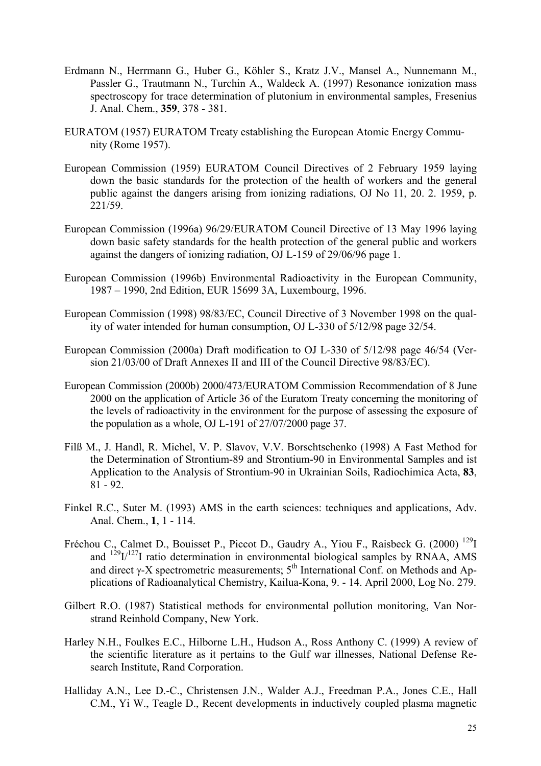Erdmann N., Herrmann G., Huber G., Köhler S., Kratz J.V., Mansel A., Nunnemann M., Passler G., Trautmann N., Turchin A., Waldeck A. (1997) Resonance ionization mass spectroscopy for trace determination of plutonium in environmental samples, Fresenius J. Anal. Chem., **359**, 378 - 381.

EURATOM (1957) EURATOM Treaty establishing the European Atomic Energy Community (Rome 1957).

European Commission (1959) EURATOM Council Directives of 2 February 1959 laying down the basic standards for the protection of the health of workers and the general public against the dangers arising from ionizing radiations, OJ No 11, 20. 2. 1959, p. 221/59.

European Commission (1996a) 96/29/EURATOM Council Directive of 13 May 1996 laying down basic safety standards for the health protection of the general public and workers against the dangers of ionizing radiation, OJ L-159 of 29/06/96 page 1.

European Commission (1996b) Environmental Radioactivity in the European Community, 1987 – 1990, 2nd Edition, EUR 15699 3A, Luxembourg, 1996.

European Commission (1998) 98/83/EC, Council Directive of 3 November 1998 on the quality of water intended for human consumption, OJ L-330 of 5/12/98 page 32/54.

European Commission (2000a) Draft modification to OJ L-330 of 5/12/98 page 46/54 (Version 21/03/00 of Draft Annexes II and III of the Council Directive 98/83/EC).

European Commission (2000b) 2000/473/EURATOM Commission Recommendation of 8 June 2000 on the application of Article 36 of the Euratom Treaty concerning the monitoring of the levels of radioactivity in the environment for the purpose of assessing the exposure of the population as a whole, OJ L-191 of 27/07/2000 page 37.

Filß M., J. Handl, R. Michel, V. P. Slavov, V.V. Borschtschenko (1998) A Fast Method for the Determination of Strontium-89 and Strontium-90 in Environmental Samples and ist Application to the Analysis of Strontium-90 in Ukrainian Soils, Radiochimica Acta, **83**, 81 - 92.

Finkel R.C., Suter M. (1993) AMS in the earth sciences: techniques and applications, Adv. Anal. Chem., **1**, 1 - 114.

Fréchou C., Calmet D., Bouisset P., Piccot D., Gaudry A., Yiou F., Raisbeck G. (2000) $^{129}$I and $^{129}$I/$^{127}$I ratio determination in environmental biological samples by RNAA, AMS and direct $\gamma$-X spectrometric measurements; 5$^{th}$ International Conf. on Methods and Applications of Radioanalytical Chemistry, Kailua-Kona, 9. - 14. April 2000, Log No. 279.

Gilbert R.O. (1987) Statistical methods for environmental pollution monitoring, Van Norstrand Reinhold Company, New York.

Harley N.H., Foulkes E.C., Hilborne L.H., Hudson A., Ross Anthony C. (1999) A review of the scientific literature as it pertains to the Gulf war illnesses, National Defense Research Institute, Rand Corporation.

Halliday A.N., Lee D.-C., Christensen J.N., Walder A.J., Freedman P.A., Jones C.E., Hall C.M., Yi W., Teagle D., Recent developments in inductively coupled plasma magnetic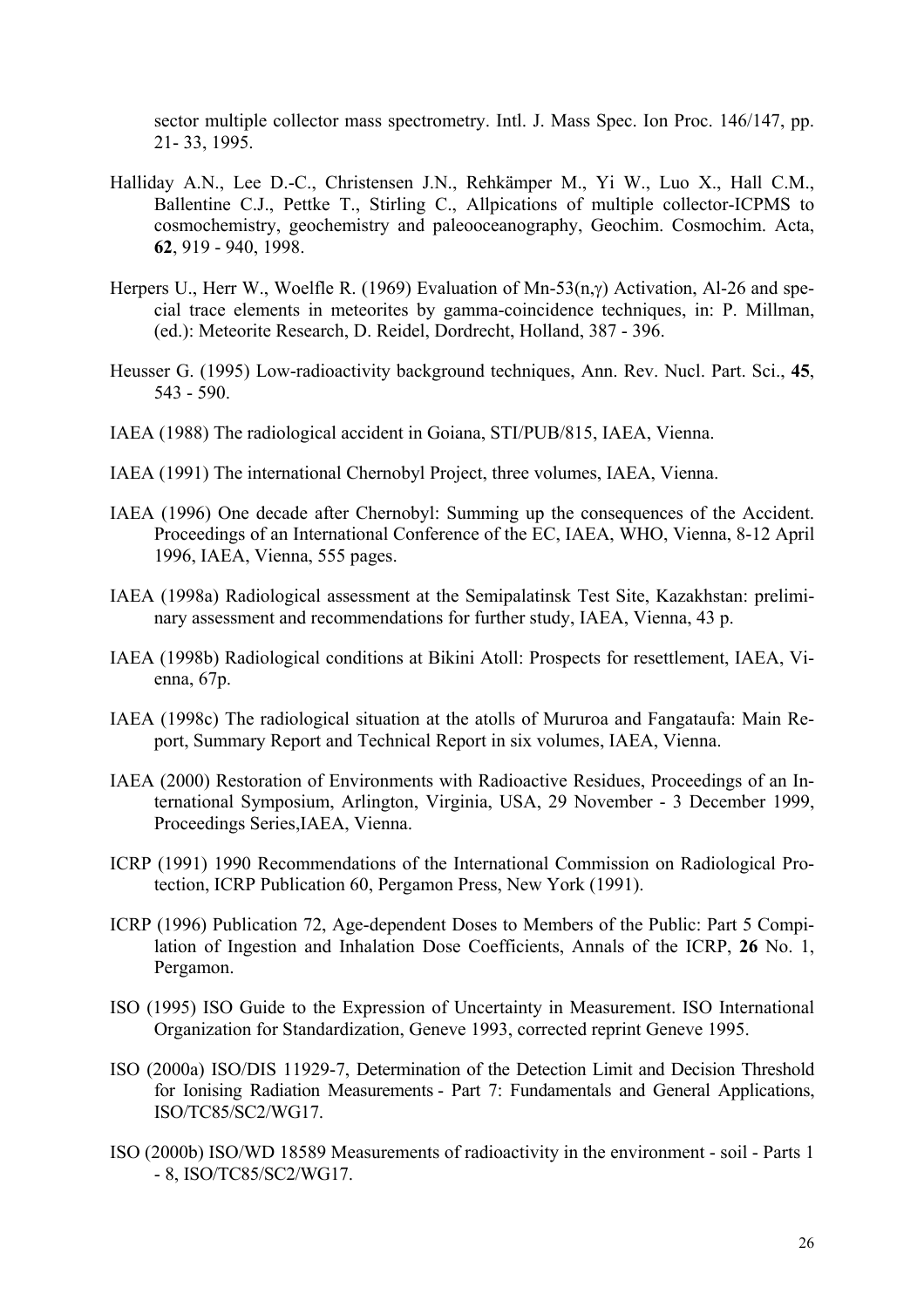sector multiple collector mass spectrometry. Intl. J. Mass Spec. Ion Proc. 146/147, pp. 21- 33, 1995.

Halliday A.N., Lee D.-C., Christensen J.N., Rehkämper M., Yi W., Luo X., Hall C.M., Ballentine C.J., Pettke T., Stirling C., Allpications of multiple collector-ICPMS to cosmochemistry, geochemistry and paleooceanography, Geochim. Cosmochim. Acta, **62**, 919 - 940, 1998.

Herpers U., Herr W., Woelfle R. (1969) Evaluation of Mn-53(n,γ) Activation, Al-26 and special trace elements in meteorites by gamma-coincidence techniques, in: P. Millman, (ed.): Meteorite Research, D. Reidel, Dordrecht, Holland, 387 - 396.

Heusser G. (1995) Low-radioactivity background techniques, Ann. Rev. Nucl. Part. Sci., **45**, 543 - 590.

IAEA (1988) The radiological accident in Goiana, STI/PUB/815, IAEA, Vienna.

IAEA (1991) The international Chernobyl Project, three volumes, IAEA, Vienna.

IAEA (1996) One decade after Chernobyl: Summing up the consequences of the Accident. Proceedings of an International Conference of the EC, IAEA, WHO, Vienna, 8-12 April 1996, IAEA, Vienna, 555 pages.

IAEA (1998a) Radiological assessment at the Semipalatinsk Test Site, Kazakhstan: preliminary assessment and recommendations for further study, IAEA, Vienna, 43 p.

IAEA (1998b) Radiological conditions at Bikini Atoll: Prospects for resettlement, IAEA, Vienna, 67p.

IAEA (1998c) The radiological situation at the atolls of Mururoa and Fangataufa: Main Report, Summary Report and Technical Report in six volumes, IAEA, Vienna.

IAEA (2000) Restoration of Environments with Radioactive Residues, Proceedings of an International Symposium, Arlington, Virginia, USA, 29 November - 3 December 1999, Proceedings Series,IAEA, Vienna.

ICRP (1991) 1990 Recommendations of the International Commission on Radiological Protection, ICRP Publication 60, Pergamon Press, New York (1991).

ICRP (1996) Publication 72, Age-dependent Doses to Members of the Public: Part 5 Compilation of Ingestion and Inhalation Dose Coefficients, Annals of the ICRP, **26** No. 1, Pergamon.

ISO (1995) ISO Guide to the Expression of Uncertainty in Measurement. ISO International Organization for Standardization, Geneve 1993, corrected reprint Geneve 1995.

ISO (2000a) ISO/DIS 11929-7, Determination of the Detection Limit and Decision Threshold for Ionising Radiation Measurements - Part 7: Fundamentals and General Applications, ISO/TC85/SC2/WG17.

ISO (2000b) ISO/WD 18589 Measurements of radioactivity in the environment - soil - Parts 1 - 8, ISO/TC85/SC2/WG17.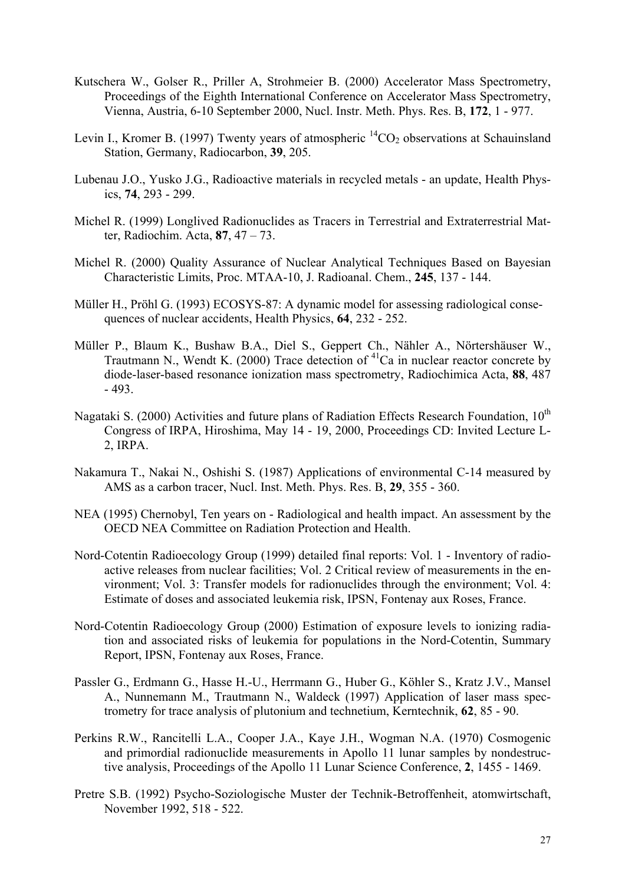Kutschera W., Golser R., Priller A, Strohmeier B. (2000) Accelerator Mass Spectrometry, Proceedings of the Eighth International Conference on Accelerator Mass Spectrometry, Vienna, Austria, 6-10 September 2000, Nucl. Instr. Meth. Phys. Res. B, **172**, 1 - 977.

Levin I., Kromer B. (1997) Twenty years of atmospheric $^{14}CO_2$ observations at Schauinsland Station, Germany, Radiocarbon, **39**, 205.

Lubenau J.O., Yusko J.G., Radioactive materials in recycled metals - an update, Health Physics, **74**, 293 - 299.

Michel R. (1999) Longlived Radionuclides as Tracers in Terrestrial and Extraterrestrial Matter, Radiochim. Acta, **87**, 47 – 73.

Michel R. (2000) Quality Assurance of Nuclear Analytical Techniques Based on Bayesian Characteristic Limits, Proc. MTAA-10, J. Radioanal. Chem., **245**, 137 - 144.

Müller H., Pröhl G. (1993) ECOSYS-87: A dynamic model for assessing radiological consequences of nuclear accidents, Health Physics, **64**, 232 - 252.

Müller P., Blaum K., Bushaw B.A., Diel S., Geppert Ch., Nähler A., Nörtershäuser W., Trautmann N., Wendt K. (2000) Trace detection of $^{41}Ca$ in nuclear reactor concrete by diode-laser-based resonance ionization mass spectrometry, Radiochimica Acta, **88**, 487 - 493.

Nagataki S. (2000) Activities and future plans of Radiation Effects Research Foundation, 10th Congress of IRPA, Hiroshima, May 14 - 19, 2000, Proceedings CD: Invited Lecture L-2, IRPA.

Nakamura T., Nakai N., Oshishi S. (1987) Applications of environmental C-14 measured by AMS as a carbon tracer, Nucl. Inst. Meth. Phys. Res. B, **29**, 355 - 360.

NEA (1995) Chernobyl, Ten years on - Radiological and health impact. An assessment by the OECD NEA Committee on Radiation Protection and Health.

Nord-Cotentin Radioecology Group (1999) detailed final reports: Vol. 1 - Inventory of radioactive releases from nuclear facilities; Vol. 2 Critical review of measurements in the environment; Vol. 3: Transfer models for radionuclides through the environment; Vol. 4: Estimate of doses and associated leukemia risk, IPSN, Fontenay aux Roses, France.

Nord-Cotentin Radioecology Group (2000) Estimation of exposure levels to ionizing radiation and associated risks of leukemia for populations in the Nord-Cotentin, Summary Report, IPSN, Fontenay aux Roses, France.

Passler G., Erdmann G., Hasse H.-U., Herrmann G., Huber G., Köhler S., Kratz J.V., Mansel A., Nunnemann M., Trautmann N., Waldeck (1997) Application of laser mass spectrometry for trace analysis of plutonium and technetium, Kerntechnik, **62**, 85 - 90.

Perkins R.W., Rancitelli L.A., Cooper J.A., Kaye J.H., Wogman N.A. (1970) Cosmogenic and primordial radionuclide measurements in Apollo 11 lunar samples by nondestructive analysis, Proceedings of the Apollo 11 Lunar Science Conference, **2**, 1455 - 1469.

Pretre S.B. (1992) Psycho-Soziologische Muster der Technik-Betroffenheit, atomwirtschaft, November 1992, 518 - 522.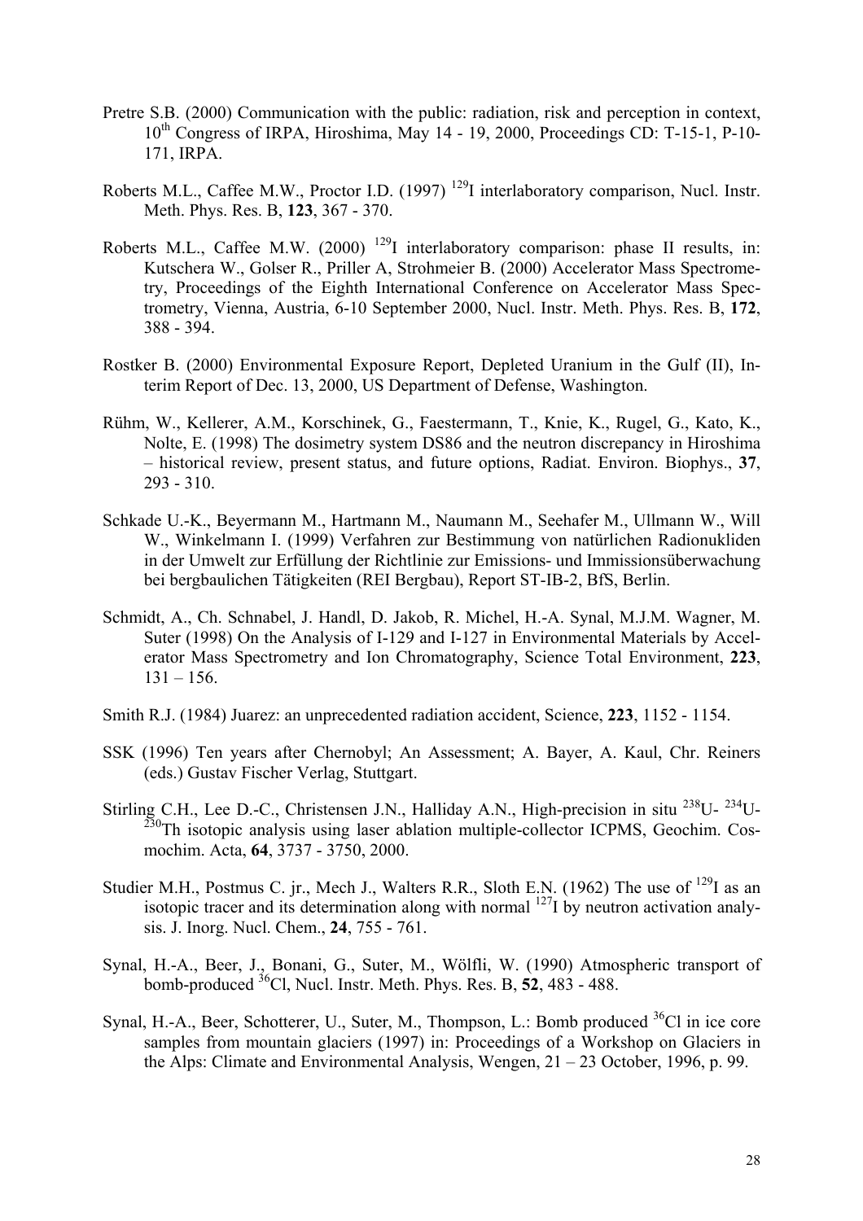Pretre S.B. (2000) Communication with the public: radiation, risk and perception in context, $10^{th}$ Congress of IRPA, Hiroshima, May 14 - 19, 2000, Proceedings CD: T-15-1, P-10-171, IRPA.

Roberts M.L., Caffee M.W., Proctor I.D. (1997) $^{129}$I interlaboratory comparison, Nucl. Instr. Meth. Phys. Res. B, **123**, 367 - 370.

Roberts M.L., Caffee M.W. (2000) $^{129}$I interlaboratory comparison: phase II results, in: Kutschera W., Golser R., Priller A, Strohmeier B. (2000) Accelerator Mass Spectrometry, Proceedings of the Eighth International Conference on Accelerator Mass Spectrometry, Vienna, Austria, 6-10 September 2000, Nucl. Instr. Meth. Phys. Res. B, **172**, 388 - 394.

Rostker B. (2000) Environmental Exposure Report, Depleted Uranium in the Gulf (II), Interim Report of Dec. 13, 2000, US Department of Defense, Washington.

Rühm, W., Kellerer, A.M., Korschinek, G., Faestermann, T., Knie, K., Rugel, G., Kato, K., Nolte, E. (1998) The dosimetry system DS86 and the neutron discrepancy in Hiroshima – historical review, present status, and future options, Radiat. Environ. Biophys., **37**, 293 - 310.

Schkade U.-K., Beyermann M., Hartmann M., Naumann M., Seehafer M., Ullmann W., Will W., Winkelmann I. (1999) Verfahren zur Bestimmung von natürlichen Radionukliden in der Umwelt zur Erfüllung der Richtlinie zur Emissions- und Immissionsüberwachung bei bergbaulichen Tätigkeiten (REI Bergbau), Report ST-IB-2, BfS, Berlin.

Schmidt, A., Ch. Schnabel, J. Handl, D. Jakob, R. Michel, H.-A. Synal, M.J.M. Wagner, M. Suter (1998) On the Analysis of I-129 and I-127 in Environmental Materials by Accelerator Mass Spectrometry and Ion Chromatography, Science Total Environment, **223**, 131 – 156.

Smith R.J. (1984) Juarez: an unprecedented radiation accident, Science, **223**, 1152 - 1154.

SSK (1996) Ten years after Chernobyl; An Assessment; A. Bayer, A. Kaul, Chr. Reiners (eds.) Gustav Fischer Verlag, Stuttgart.

Stirling C.H., Lee D.-C., Christensen J.N., Halliday A.N., High-precision in situ $^{238}$U- $^{234}$U-$^{230}$Th isotopic analysis using laser ablation multiple-collector ICPMS, Geochim. Cosmochim. Acta, **64**, 3737 - 3750, 2000.

Studier M.H., Postmus C. jr., Mech J., Walters R.R., Sloth E.N. (1962) The use of $^{129}$I as an isotopic tracer and its determination along with normal $^{127}$I by neutron activation analysis. J. Inorg. Nucl. Chem., **24**, 755 - 761.

Synal, H.-A., Beer, J., Bonani, G., Suter, M., Wölfli, W. (1990) Atmospheric transport of bomb-produced $^{36}$Cl, Nucl. Instr. Meth. Phys. Res. B, **52**, 483 - 488.

Synal, H.-A., Beer, Schotterer, U., Suter, M., Thompson, L.: Bomb produced $^{36}$Cl in ice core samples from mountain glaciers (1997) in: Proceedings of a Workshop on Glaciers in the Alps: Climate and Environmental Analysis, Wengen, 21 – 23 October, 1996, p. 99.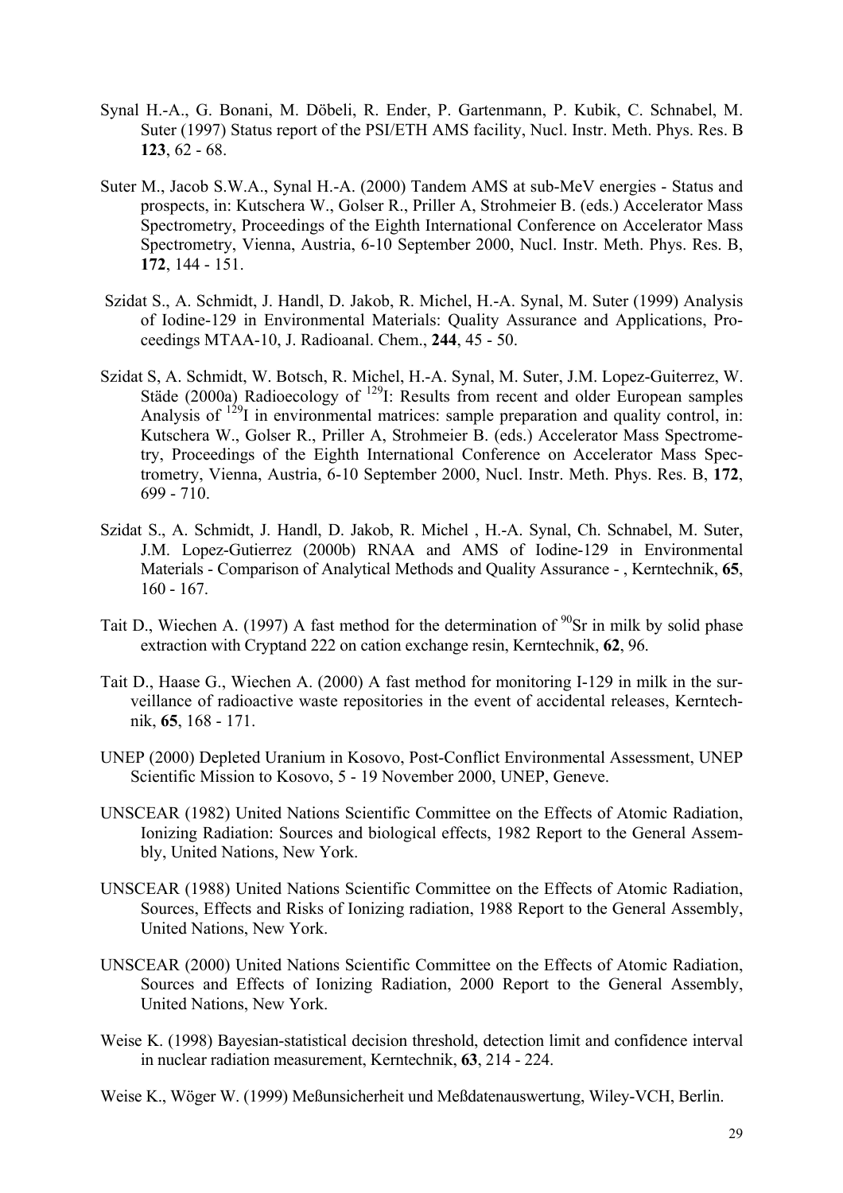Synal H.-A., G. Bonani, M. Döbeli, R. Ender, P. Gartenmann, P. Kubik, C. Schnabel, M. Suter (1997) Status report of the PSI/ETH AMS facility, Nucl. Instr. Meth. Phys. Res. B **123**, 62 - 68.

Suter M., Jacob S.W.A., Synal H.-A. (2000) Tandem AMS at sub-MeV energies - Status and prospects, in: Kutschera W., Golser R., Priller A, Strohmeier B. (eds.) Accelerator Mass Spectrometry, Proceedings of the Eighth International Conference on Accelerator Mass Spectrometry, Vienna, Austria, 6-10 September 2000, Nucl. Instr. Meth. Phys. Res. B, **172**, 144 - 151.

Szidat S., A. Schmidt, J. Handl, D. Jakob, R. Michel, H.-A. Synal, M. Suter (1999) Analysis of Iodine-129 in Environmental Materials: Quality Assurance and Applications, Proceedings MTAA-10, J. Radioanal. Chem., **244**, 45 - 50.

Szidat S, A. Schmidt, W. Botsch, R. Michel, H.-A. Synal, M. Suter, J.M. Lopez-Guiterrez, W. Städe (2000a) Radioecology of $^{129}$I: Results from recent and older European samples Analysis of $^{129}$I in environmental matrices: sample preparation and quality control, in: Kutschera W., Golser R., Priller A, Strohmeier B. (eds.) Accelerator Mass Spectrometry, Proceedings of the Eighth International Conference on Accelerator Mass Spectrometry, Vienna, Austria, 6-10 September 2000, Nucl. Instr. Meth. Phys. Res. B, **172**, 699 - 710.

Szidat S., A. Schmidt, J. Handl, D. Jakob, R. Michel , H.-A. Synal, Ch. Schnabel, M. Suter, J.M. Lopez-Gutierrez (2000b) RNAA and AMS of Iodine-129 in Environmental Materials - Comparison of Analytical Methods and Quality Assurance - , Kerntechnik, **65**, 160 - 167.

Tait D., Wiechen A. (1997) A fast method for the determination of $^{90}$Sr in milk by solid phase extraction with Cryptand 222 on cation exchange resin, Kerntechnik, **62**, 96.

Tait D., Haase G., Wiechen A. (2000) A fast method for monitoring I-129 in milk in the surveillance of radioactive waste repositories in the event of accidental releases, Kerntechnik, **65**, 168 - 171.

UNEP (2000) Depleted Uranium in Kosovo, Post-Conflict Environmental Assessment, UNEP Scientific Mission to Kosovo, 5 - 19 November 2000, UNEP, Geneve.

UNSCEAR (1982) United Nations Scientific Committee on the Effects of Atomic Radiation, Ionizing Radiation: Sources and biological effects, 1982 Report to the General Assembly, United Nations, New York.

UNSCEAR (1988) United Nations Scientific Committee on the Effects of Atomic Radiation, Sources, Effects and Risks of Ionizing radiation, 1988 Report to the General Assembly, United Nations, New York.

UNSCEAR (2000) United Nations Scientific Committee on the Effects of Atomic Radiation, Sources and Effects of Ionizing Radiation, 2000 Report to the General Assembly, United Nations, New York.

Weise K. (1998) Bayesian-statistical decision threshold, detection limit and confidence interval in nuclear radiation measurement, Kerntechnik, **63**, 214 - 224.

Weise K., Wöger W. (1999) Meßunsicherheit und Meßdatenauswertung, Wiley-VCH, Berlin.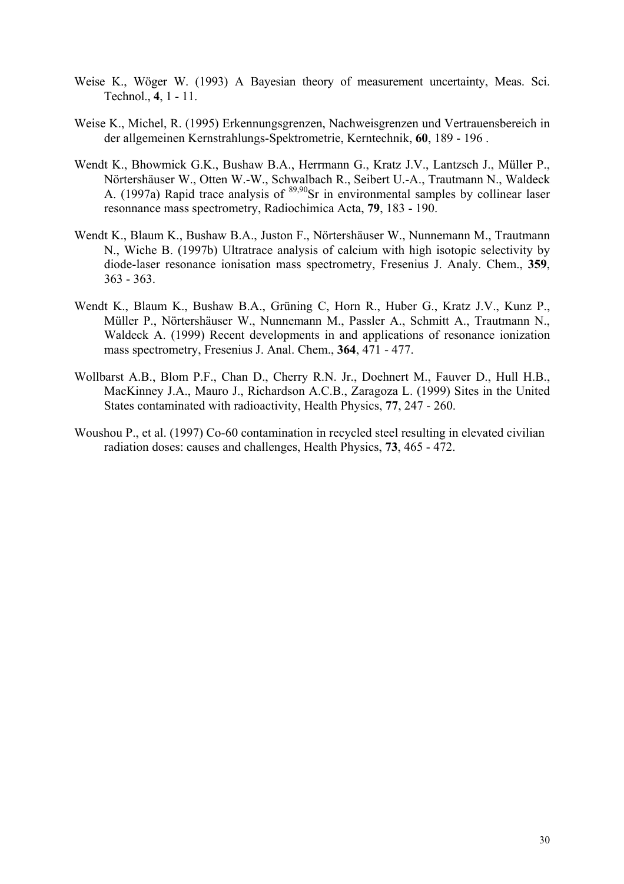Weise K., Wöger W. (1993) A Bayesian theory of measurement uncertainty, Meas. Sci. Technol., **4**, 1 - 11.

Weise K., Michel, R. (1995) Erkennungsgrenzen, Nachweisgrenzen und Vertrauensbereich in der allgemeinen Kernstrahlungs-Spektrometrie, Kerntechnik, **60**, 189 - 196 .

Wendt K., Bhowmick G.K., Bushaw B.A., Herrmann G., Kratz J.V., Lantzsch J., Müller P., Nörtershäuser W., Otten W.-W., Schwalbach R., Seibert U.-A., Trautmann N., Waldeck A. (1997a) Rapid trace analysis of $^{89,90}$Sr in environmental samples by collinear laser resonnance mass spectrometry, Radiochimica Acta, **79**, 183 - 190.

Wendt K., Blaum K., Bushaw B.A., Juston F., Nörtershäuser W., Nunnemann M., Trautmann N., Wiche B. (1997b) Ultratrace analysis of calcium with high isotopic selectivity by diode-laser resonance ionisation mass spectrometry, Fresenius J. Analy. Chem., **359**, 363 - 363.

Wendt K., Blaum K., Bushaw B.A., Grüning C, Horn R., Huber G., Kratz J.V., Kunz P., Müller P., Nörtershäuser W., Nunnemann M., Passler A., Schmitt A., Trautmann N., Waldeck A. (1999) Recent developments in and applications of resonance ionization mass spectrometry, Fresenius J. Anal. Chem., **364**, 471 - 477.

Wollbarst A.B., Blom P.F., Chan D., Cherry R.N. Jr., Doehnert M., Fauver D., Hull H.B., MacKinney J.A., Mauro J., Richardson A.C.B., Zaragoza L. (1999) Sites in the United States contaminated with radioactivity, Health Physics, **77**, 247 - 260.

Woushou P., et al. (1997) Co-60 contamination in recycled steel resulting in elevated civilian radiation doses: causes and challenges, Health Physics, **73**, 465 - 472.